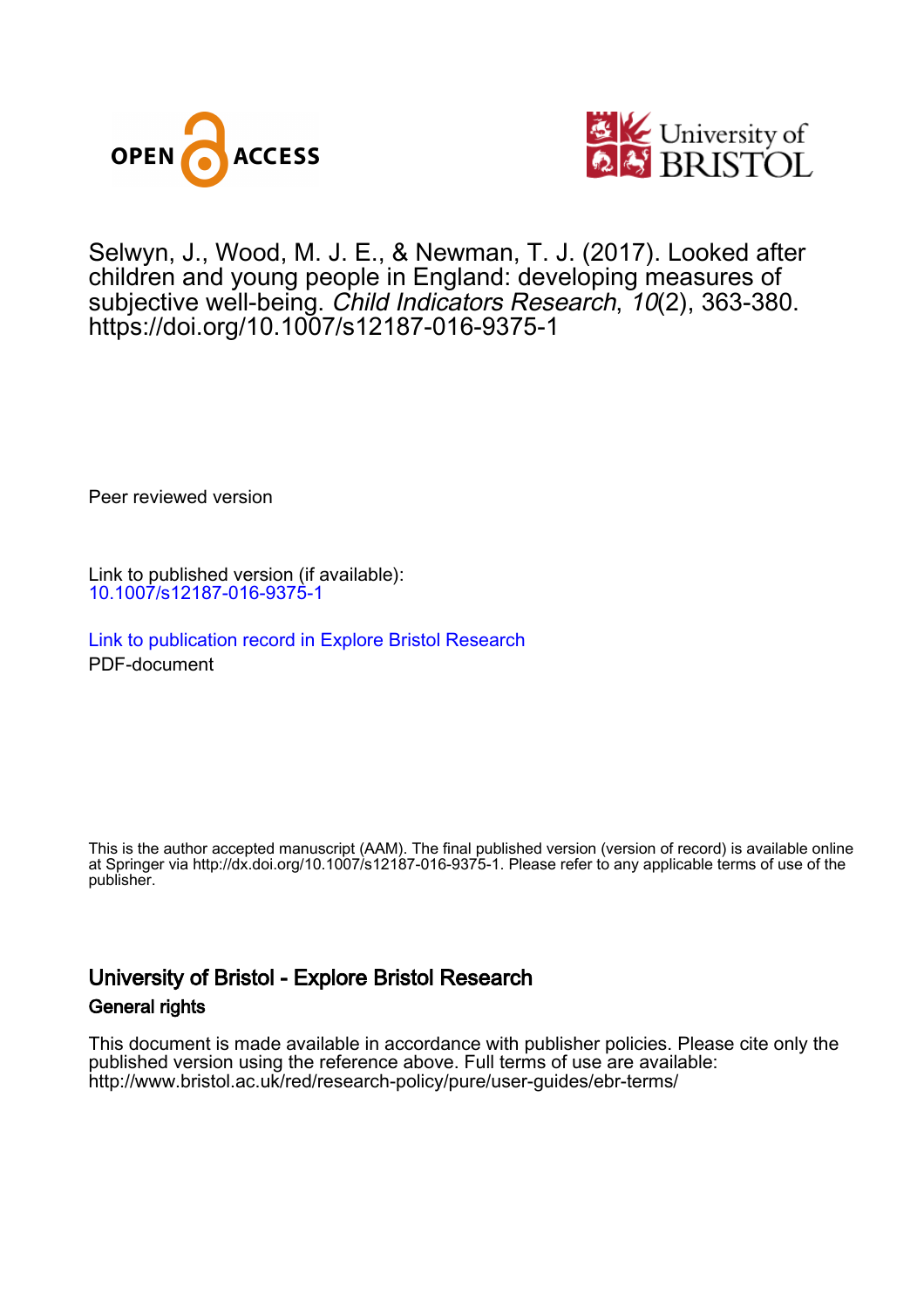OPEN ACCESS

University of BRISTOL

Selwyn, J., Wood, M. J. E., & Newman, T. J. (2017). Looked after children and young people in England: developing measures of subjective well-being. *Child Indicators Research*, *10*(2), 363-380. https://doi.org/10.1007/s12187-016-9375-1

Peer reviewed version

Link to published version (if available):
10.1007/s12187-016-9375-1

Link to publication record in Explore Bristol Research
PDF-document

This is the author accepted manuscript (AAM). The final published version (version of record) is available online at Springer via http://dx.doi.org/10.1007/s12187-016-9375-1. Please refer to any applicable terms of use of the publisher.

## University of Bristol - Explore Bristol Research

### General rights

This document is made available in accordance with publisher policies. Please cite only the published version using the reference above. Full terms of use are available: http://www.bristol.ac.uk/red/research-policy/pure/user-guides/ebr-terms/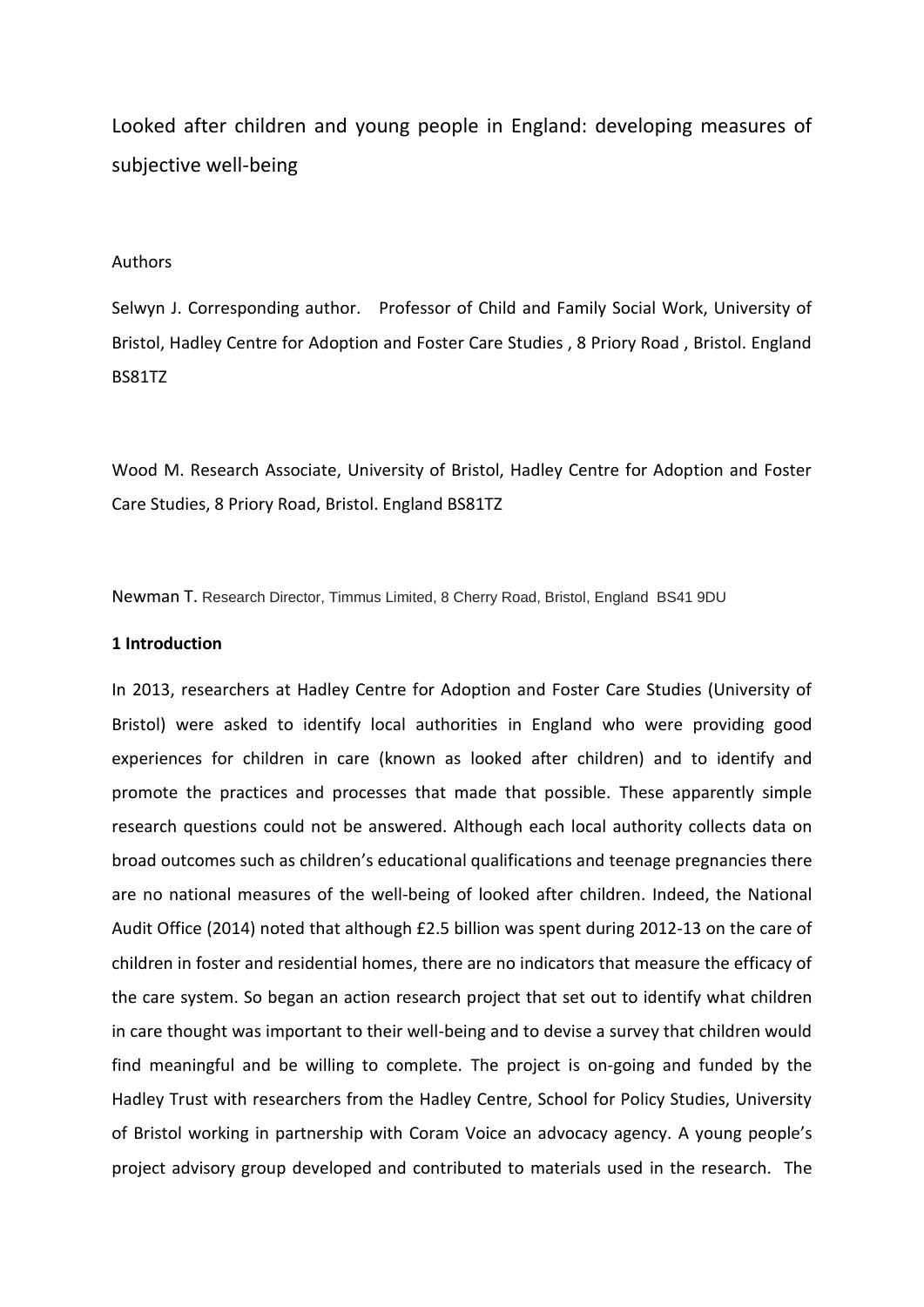# Looked after children and young people in England: developing measures of subjective well-being

Authors

Selwyn J. Corresponding author. Professor of Child and Family Social Work, University of Bristol, Hadley Centre for Adoption and Foster Care Studies , 8 Priory Road , Bristol. England BS81TZ

Wood M. Research Associate, University of Bristol, Hadley Centre for Adoption and Foster Care Studies, 8 Priory Road, Bristol. England BS81TZ

Newman T. Research Director, Timmus Limited, 8 Cherry Road, Bristol, England BS41 9DU

## 1 Introduction

In 2013, researchers at Hadley Centre for Adoption and Foster Care Studies (University of Bristol) were asked to identify local authorities in England who were providing good experiences for children in care (known as looked after children) and to identify and promote the practices and processes that made that possible. These apparently simple research questions could not be answered. Although each local authority collects data on broad outcomes such as children's educational qualifications and teenage pregnancies there are no national measures of the well-being of looked after children. Indeed, the National Audit Office (2014) noted that although £2.5 billion was spent during 2012-13 on the care of children in foster and residential homes, there are no indicators that measure the efficacy of the care system. So began an action research project that set out to identify what children in care thought was important to their well-being and to devise a survey that children would find meaningful and be willing to complete. The project is on-going and funded by the Hadley Trust with researchers from the Hadley Centre, School for Policy Studies, University of Bristol working in partnership with Coram Voice an advocacy agency. A young people's project advisory group developed and contributed to materials used in the research. The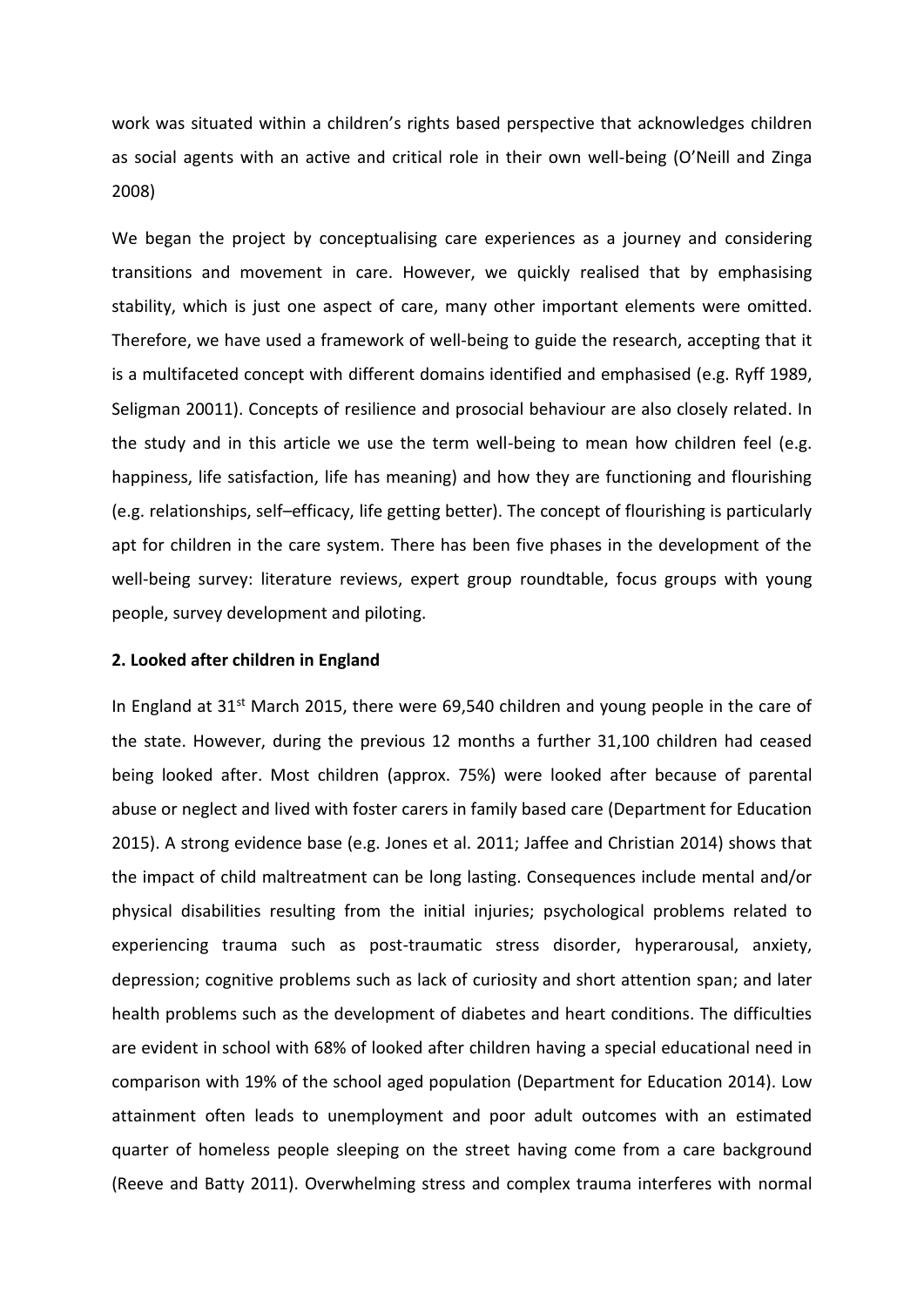work was situated within a children's rights based perspective that acknowledges children as social agents with an active and critical role in their own well-being (O'Neill and Zinga 2008)

We began the project by conceptualising care experiences as a journey and considering transitions and movement in care. However, we quickly realised that by emphasising stability, which is just one aspect of care, many other important elements were omitted. Therefore, we have used a framework of well-being to guide the research, accepting that it is a multifaceted concept with different domains identified and emphasised (e.g. Ryff 1989, Seligman 20011). Concepts of resilience and prosocial behaviour are also closely related. In the study and in this article we use the term well-being to mean how children feel (e.g. happiness, life satisfaction, life has meaning) and how they are functioning and flourishing (e.g. relationships, self–efficacy, life getting better). The concept of flourishing is particularly apt for children in the care system. There has been five phases in the development of the well-being survey: literature reviews, expert group roundtable, focus groups with young people, survey development and piloting.

**2. Looked after children in England**

In England at 31st March 2015, there were 69,540 children and young people in the care of the state. However, during the previous 12 months a further 31,100 children had ceased being looked after. Most children (approx. 75%) were looked after because of parental abuse or neglect and lived with foster carers in family based care (Department for Education 2015). A strong evidence base (e.g. Jones et al. 2011; Jaffee and Christian 2014) shows that the impact of child maltreatment can be long lasting. Consequences include mental and/or physical disabilities resulting from the initial injuries; psychological problems related to experiencing trauma such as post-traumatic stress disorder, hyperarousal, anxiety, depression; cognitive problems such as lack of curiosity and short attention span; and later health problems such as the development of diabetes and heart conditions. The difficulties are evident in school with 68% of looked after children having a special educational need in comparison with 19% of the school aged population (Department for Education 2014). Low attainment often leads to unemployment and poor adult outcomes with an estimated quarter of homeless people sleeping on the street having come from a care background (Reeve and Batty 2011). Overwhelming stress and complex trauma interferes with normal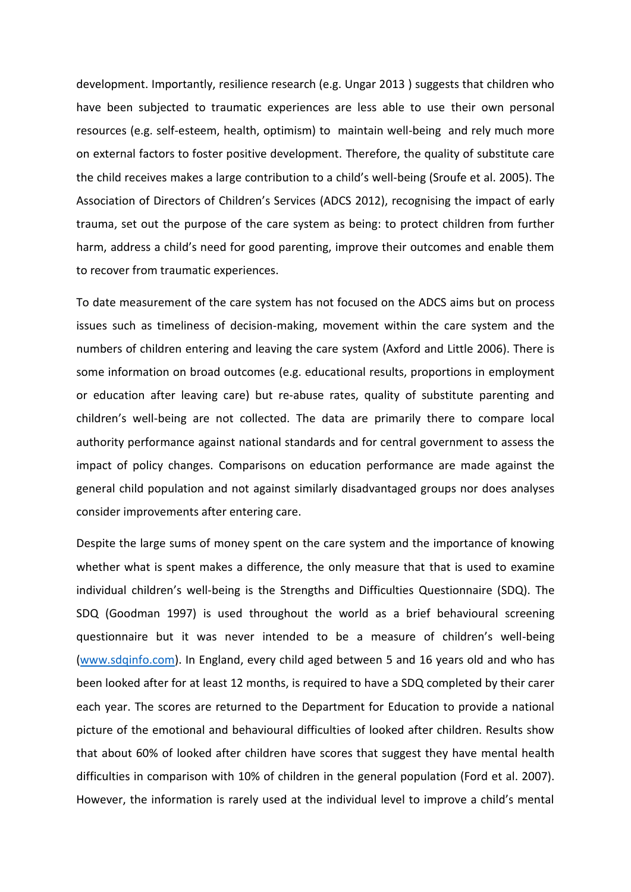development. Importantly, resilience research (e.g. Ungar 2013 ) suggests that children who have been subjected to traumatic experiences are less able to use their own personal resources (e.g. self-esteem, health, optimism) to maintain well-being and rely much more on external factors to foster positive development. Therefore, the quality of substitute care the child receives makes a large contribution to a child's well-being (Sroufe et al. 2005). The Association of Directors of Children's Services (ADCS 2012), recognising the impact of early trauma, set out the purpose of the care system as being: to protect children from further harm, address a child's need for good parenting, improve their outcomes and enable them to recover from traumatic experiences.

To date measurement of the care system has not focused on the ADCS aims but on process issues such as timeliness of decision-making, movement within the care system and the numbers of children entering and leaving the care system (Axford and Little 2006). There is some information on broad outcomes (e.g. educational results, proportions in employment or education after leaving care) but re-abuse rates, quality of substitute parenting and children's well-being are not collected. The data are primarily there to compare local authority performance against national standards and for central government to assess the impact of policy changes. Comparisons on education performance are made against the general child population and not against similarly disadvantaged groups nor does analyses consider improvements after entering care.

Despite the large sums of money spent on the care system and the importance of knowing whether what is spent makes a difference, the only measure that that is used to examine individual children's well-being is the Strengths and Difficulties Questionnaire (SDQ). The SDQ (Goodman 1997) is used throughout the world as a brief behavioural screening questionnaire but it was never intended to be a measure of children's well-being (www.sdqinfo.com). In England, every child aged between 5 and 16 years old and who has been looked after for at least 12 months, is required to have a SDQ completed by their carer each year. The scores are returned to the Department for Education to provide a national picture of the emotional and behavioural difficulties of looked after children. Results show that about 60% of looked after children have scores that suggest they have mental health difficulties in comparison with 10% of children in the general population (Ford et al. 2007). However, the information is rarely used at the individual level to improve a child's mental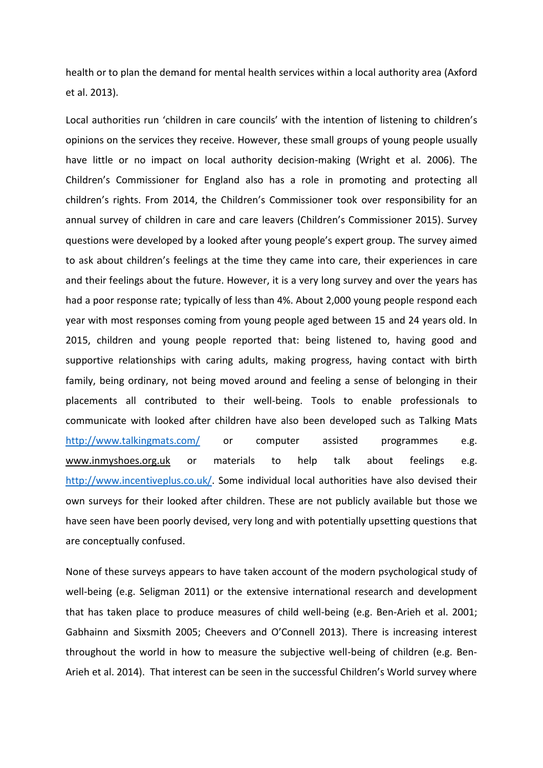health or to plan the demand for mental health services within a local authority area (Axford et al. 2013).

Local authorities run ‘children in care councils’ with the intention of listening to children’s opinions on the services they receive. However, these small groups of young people usually have little or no impact on local authority decision-making (Wright et al. 2006). The Children’s Commissioner for England also has a role in promoting and protecting all children’s rights. From 2014, the Children’s Commissioner took over responsibility for an annual survey of children in care and care leavers (Children’s Commissioner 2015). Survey questions were developed by a looked after young people’s expert group. The survey aimed to ask about children’s feelings at the time they came into care, their experiences in care and their feelings about the future. However, it is a very long survey and over the years has had a poor response rate; typically of less than 4%. About 2,000 young people respond each year with most responses coming from young people aged between 15 and 24 years old. In 2015, children and young people reported that: being listened to, having good and supportive relationships with caring adults, making progress, having contact with birth family, being ordinary, not being moved around and feeling a sense of belonging in their placements all contributed to their well-being. Tools to enable professionals to communicate with looked after children have also been developed such as Talking Mats http://www.talkingmats.com/ or computer assisted programmes e.g. www.inmyshoes.org.uk or materials to help talk about feelings e.g. http://www.incentiveplus.co.uk/. Some individual local authorities have also devised their own surveys for their looked after children. These are not publicly available but those we have seen have been poorly devised, very long and with potentially upsetting questions that are conceptually confused.

None of these surveys appears to have taken account of the modern psychological study of well-being (e.g. Seligman 2011) or the extensive international research and development that has taken place to produce measures of child well-being (e.g. Ben-Arieh et al. 2001; Gabhainn and Sixsmith 2005; Cheevers and O’Connell 2013). There is increasing interest throughout the world in how to measure the subjective well-being of children (e.g. Ben-Arieh et al. 2014). That interest can be seen in the successful Children’s World survey where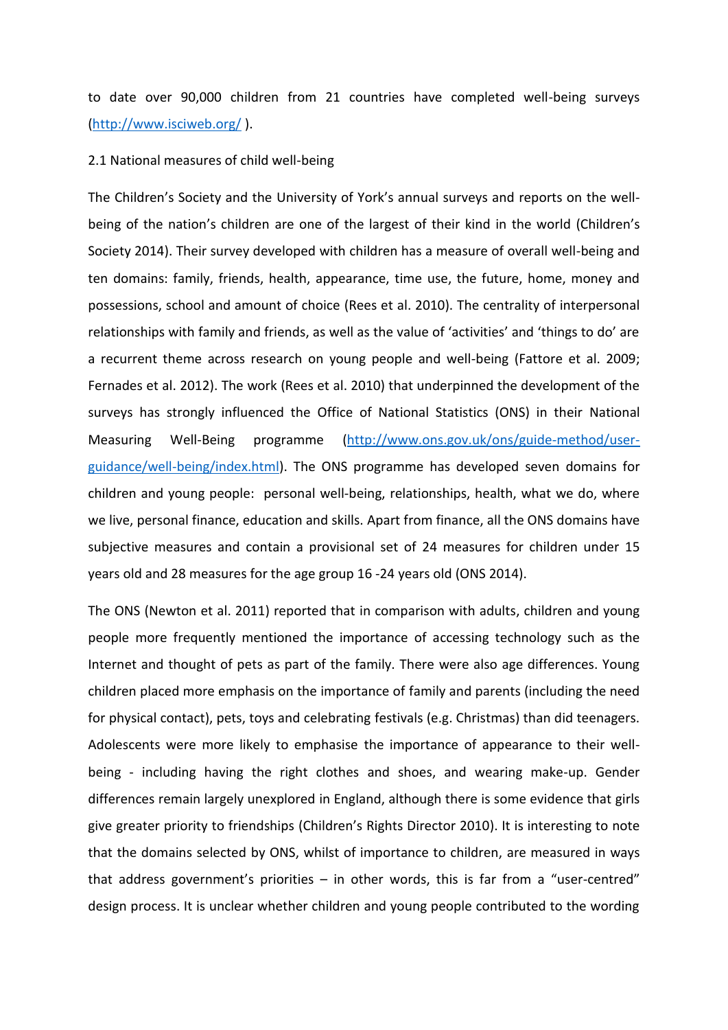to date over 90,000 children from 21 countries have completed well-being surveys (http://www.isciweb.org/ ).

## 2.1 National measures of child well-being

The Children's Society and the University of York's annual surveys and reports on the well-being of the nation's children are one of the largest of their kind in the world (Children's Society 2014). Their survey developed with children has a measure of overall well-being and ten domains: family, friends, health, appearance, time use, the future, home, money and possessions, school and amount of choice (Rees et al. 2010). The centrality of interpersonal relationships with family and friends, as well as the value of 'activities' and 'things to do' are a recurrent theme across research on young people and well-being (Fattore et al. 2009; Fernades et al. 2012). The work (Rees et al. 2010) that underpinned the development of the surveys has strongly influenced the Office of National Statistics (ONS) in their National Measuring Well-Being programme (http://www.ons.gov.uk/ons/guide-method/user-guidance/well-being/index.html). The ONS programme has developed seven domains for children and young people: personal well-being, relationships, health, what we do, where we live, personal finance, education and skills. Apart from finance, all the ONS domains have subjective measures and contain a provisional set of 24 measures for children under 15 years old and 28 measures for the age group 16 -24 years old (ONS 2014).

The ONS (Newton et al. 2011) reported that in comparison with adults, children and young people more frequently mentioned the importance of accessing technology such as the Internet and thought of pets as part of the family. There were also age differences. Young children placed more emphasis on the importance of family and parents (including the need for physical contact), pets, toys and celebrating festivals (e.g. Christmas) than did teenagers. Adolescents were more likely to emphasise the importance of appearance to their well-being - including having the right clothes and shoes, and wearing make-up. Gender differences remain largely unexplored in England, although there is some evidence that girls give greater priority to friendships (Children's Rights Director 2010). It is interesting to note that the domains selected by ONS, whilst of importance to children, are measured in ways that address government's priorities – in other words, this is far from a "user-centred" design process. It is unclear whether children and young people contributed to the wording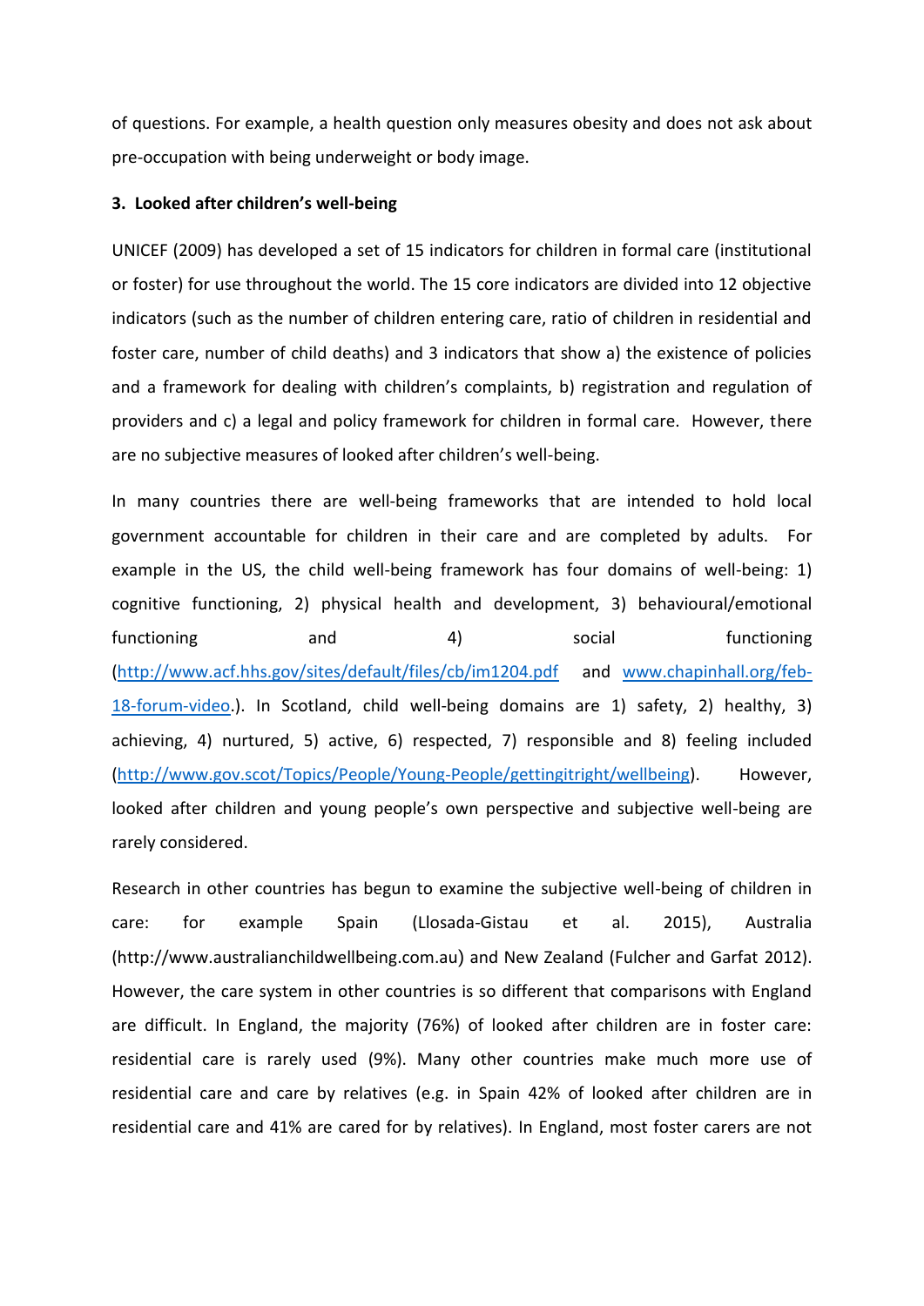of questions. For example, a health question only measures obesity and does not ask about pre-occupation with being underweight or body image.

### 3. Looked after children's well-being

UNICEF (2009) has developed a set of 15 indicators for children in formal care (institutional or foster) for use throughout the world. The 15 core indicators are divided into 12 objective indicators (such as the number of children entering care, ratio of children in residential and foster care, number of child deaths) and 3 indicators that show a) the existence of policies and a framework for dealing with children's complaints, b) registration and regulation of providers and c) a legal and policy framework for children in formal care. However, there are no subjective measures of looked after children's well-being.

In many countries there are well-being frameworks that are intended to hold local government accountable for children in their care and are completed by adults. For example in the US, the child well-being framework has four domains of well-being: 1) cognitive functioning, 2) physical health and development, 3) behavioural/emotional functioning and 4) social functioning (http://www.acf.hhs.gov/sites/default/files/cb/im1204.pdf and www.chapinhall.org/feb-18-forum-video.). In Scotland, child well-being domains are 1) safety, 2) healthy, 3) achieving, 4) nurtured, 5) active, 6) respected, 7) responsible and 8) feeling included (http://www.gov.scot/Topics/People/Young-People/gettingitright/wellbeing). However, looked after children and young people's own perspective and subjective well-being are rarely considered.

Research in other countries has begun to examine the subjective well-being of children in care: for example Spain (Llosada-Gistau et al. 2015), Australia (http://www.australianchildwellbeing.com.au) and New Zealand (Fulcher and Garfat 2012). However, the care system in other countries is so different that comparisons with England are difficult. In England, the majority (76%) of looked after children are in foster care: residential care is rarely used (9%). Many other countries make much more use of residential care and care by relatives (e.g. in Spain 42% of looked after children are in residential care and 41% are cared for by relatives). In England, most foster carers are not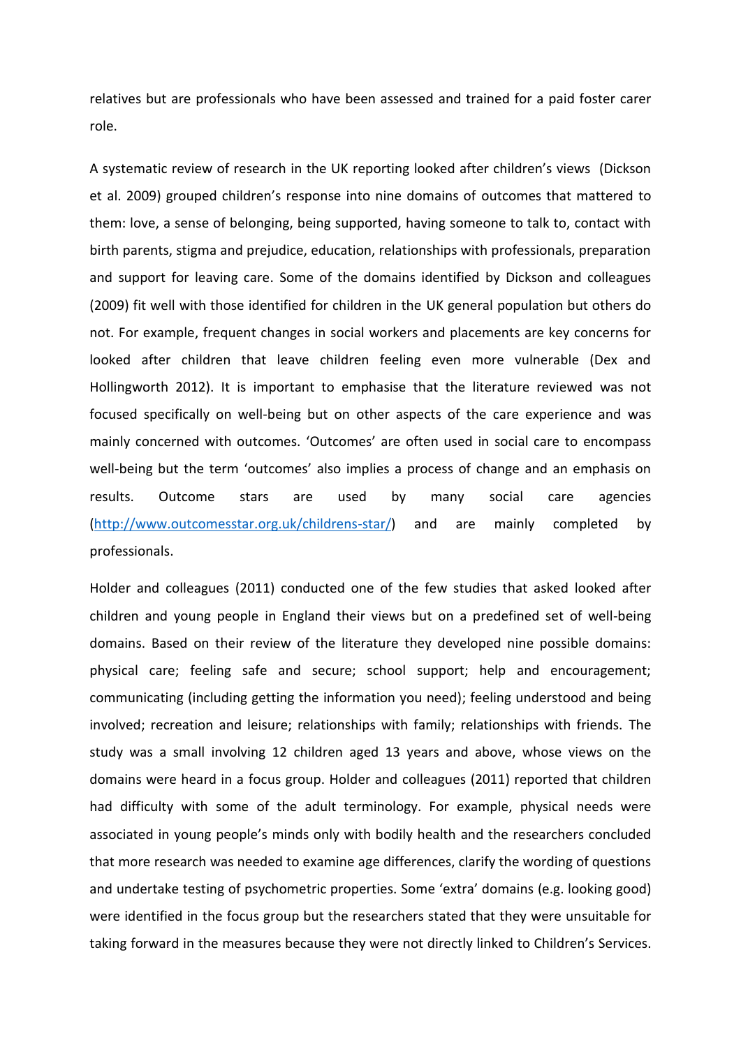relatives but are professionals who have been assessed and trained for a paid foster carer role.

A systematic review of research in the UK reporting looked after children's views (Dickson et al. 2009) grouped children's response into nine domains of outcomes that mattered to them: love, a sense of belonging, being supported, having someone to talk to, contact with birth parents, stigma and prejudice, education, relationships with professionals, preparation and support for leaving care. Some of the domains identified by Dickson and colleagues (2009) fit well with those identified for children in the UK general population but others do not. For example, frequent changes in social workers and placements are key concerns for looked after children that leave children feeling even more vulnerable (Dex and Hollingworth 2012). It is important to emphasise that the literature reviewed was not focused specifically on well-being but on other aspects of the care experience and was mainly concerned with outcomes. 'Outcomes' are often used in social care to encompass well-being but the term 'outcomes' also implies a process of change and an emphasis on results. Outcome stars are used by many social care agencies (http://www.outcomesstar.org.uk/childrens-star/) and are mainly completed by professionals.

Holder and colleagues (2011) conducted one of the few studies that asked looked after children and young people in England their views but on a predefined set of well-being domains. Based on their review of the literature they developed nine possible domains: physical care; feeling safe and secure; school support; help and encouragement; communicating (including getting the information you need); feeling understood and being involved; recreation and leisure; relationships with family; relationships with friends. The study was a small involving 12 children aged 13 years and above, whose views on the domains were heard in a focus group. Holder and colleagues (2011) reported that children had difficulty with some of the adult terminology. For example, physical needs were associated in young people's minds only with bodily health and the researchers concluded that more research was needed to examine age differences, clarify the wording of questions and undertake testing of psychometric properties. Some 'extra' domains (e.g. looking good) were identified in the focus group but the researchers stated that they were unsuitable for taking forward in the measures because they were not directly linked to Children's Services.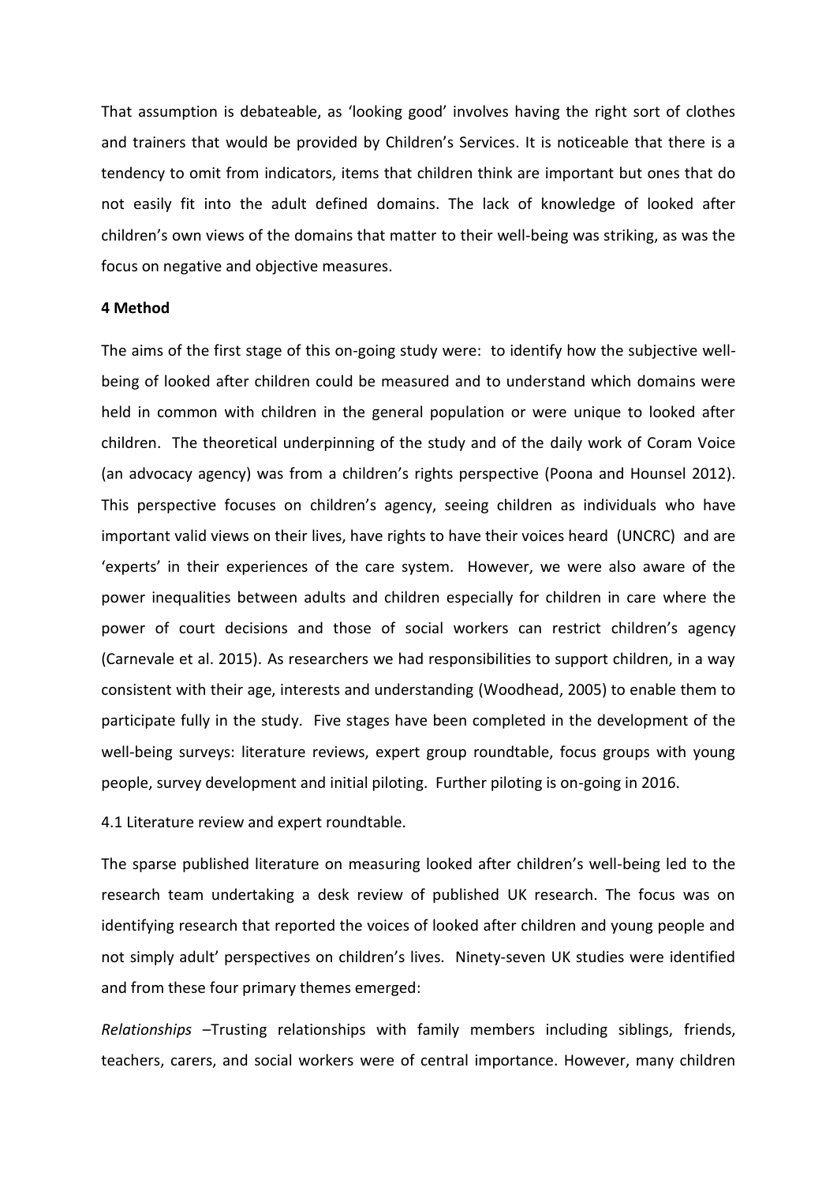That assumption is debateable, as 'looking good' involves having the right sort of clothes and trainers that would be provided by Children's Services. It is noticeable that there is a tendency to omit from indicators, items that children think are important but ones that do not easily fit into the adult defined domains. The lack of knowledge of looked after children's own views of the domains that matter to their well-being was striking, as was the focus on negative and objective measures.

## 4 Method

The aims of the first stage of this on-going study were: to identify how the subjective well-being of looked after children could be measured and to understand which domains were held in common with children in the general population or were unique to looked after children. The theoretical underpinning of the study and of the daily work of Coram Voice (an advocacy agency) was from a children's rights perspective (Poona and Hounsel 2012). This perspective focuses on children's agency, seeing children as individuals who have important valid views on their lives, have rights to have their voices heard (UNCRC) and are 'experts' in their experiences of the care system. However, we were also aware of the power inequalities between adults and children especially for children in care where the power of court decisions and those of social workers can restrict children's agency (Carnevale et al. 2015). As researchers we had responsibilities to support children, in a way consistent with their age, interests and understanding (Woodhead, 2005) to enable them to participate fully in the study. Five stages have been completed in the development of the well-being surveys: literature reviews, expert group roundtable, focus groups with young people, survey development and initial piloting. Further piloting is on-going in 2016.

### 4.1 Literature review and expert roundtable.

The sparse published literature on measuring looked after children's well-being led to the research team undertaking a desk review of published UK research. The focus was on identifying research that reported the voices of looked after children and young people and not simply adult' perspectives on children's lives. Ninety-seven UK studies were identified and from these four primary themes emerged:

*Relationships* –Trusting relationships with family members including siblings, friends, teachers, carers, and social workers were of central importance. However, many children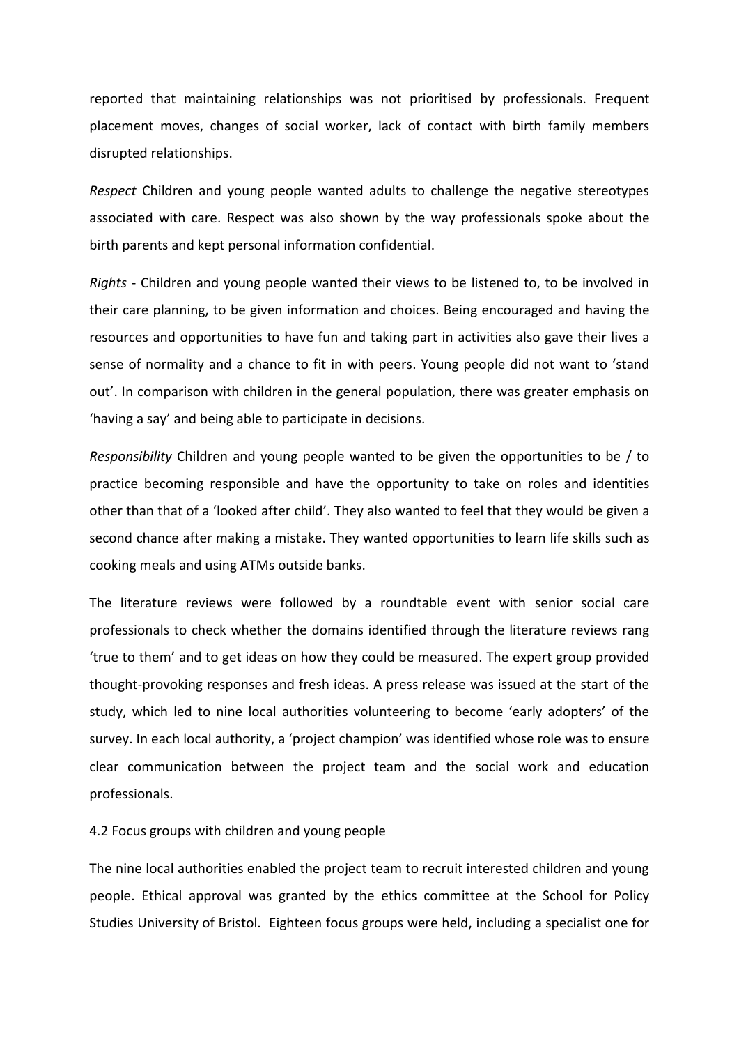reported that maintaining relationships was not prioritised by professionals. Frequent placement moves, changes of social worker, lack of contact with birth family members disrupted relationships.

*Respect* Children and young people wanted adults to challenge the negative stereotypes associated with care. Respect was also shown by the way professionals spoke about the birth parents and kept personal information confidential.

*Rights* - Children and young people wanted their views to be listened to, to be involved in their care planning, to be given information and choices. Being encouraged and having the resources and opportunities to have fun and taking part in activities also gave their lives a sense of normality and a chance to fit in with peers. Young people did not want to 'stand out'. In comparison with children in the general population, there was greater emphasis on 'having a say' and being able to participate in decisions.

*Responsibility* Children and young people wanted to be given the opportunities to be / to practice becoming responsible and have the opportunity to take on roles and identities other than that of a 'looked after child'. They also wanted to feel that they would be given a second chance after making a mistake. They wanted opportunities to learn life skills such as cooking meals and using ATMs outside banks.

The literature reviews were followed by a roundtable event with senior social care professionals to check whether the domains identified through the literature reviews rang 'true to them' and to get ideas on how they could be measured. The expert group provided thought-provoking responses and fresh ideas. A press release was issued at the start of the study, which led to nine local authorities volunteering to become 'early adopters' of the survey. In each local authority, a 'project champion' was identified whose role was to ensure clear communication between the project team and the social work and education professionals.

4.2 Focus groups with children and young people

The nine local authorities enabled the project team to recruit interested children and young people. Ethical approval was granted by the ethics committee at the School for Policy Studies University of Bristol. Eighteen focus groups were held, including a specialist one for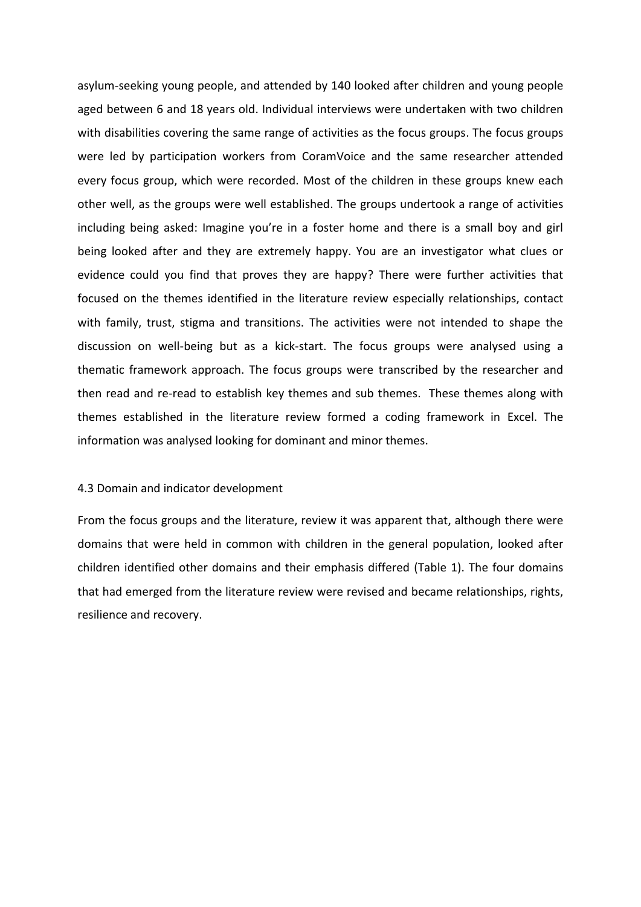asylum-seeking young people, and attended by 140 looked after children and young people aged between 6 and 18 years old. Individual interviews were undertaken with two children with disabilities covering the same range of activities as the focus groups. The focus groups were led by participation workers from CoramVoice and the same researcher attended every focus group, which were recorded. Most of the children in these groups knew each other well, as the groups were well established. The groups undertook a range of activities including being asked: Imagine you're in a foster home and there is a small boy and girl being looked after and they are extremely happy. You are an investigator what clues or evidence could you find that proves they are happy? There were further activities that focused on the themes identified in the literature review especially relationships, contact with family, trust, stigma and transitions. The activities were not intended to shape the discussion on well-being but as a kick-start. The focus groups were analysed using a thematic framework approach. The focus groups were transcribed by the researcher and then read and re-read to establish key themes and sub themes. These themes along with themes established in the literature review formed a coding framework in Excel. The information was analysed looking for dominant and minor themes.

### 4.3 Domain and indicator development

From the focus groups and the literature, review it was apparent that, although there were domains that were held in common with children in the general population, looked after children identified other domains and their emphasis differed (Table 1). The four domains that had emerged from the literature review were revised and became relationships, rights, resilience and recovery.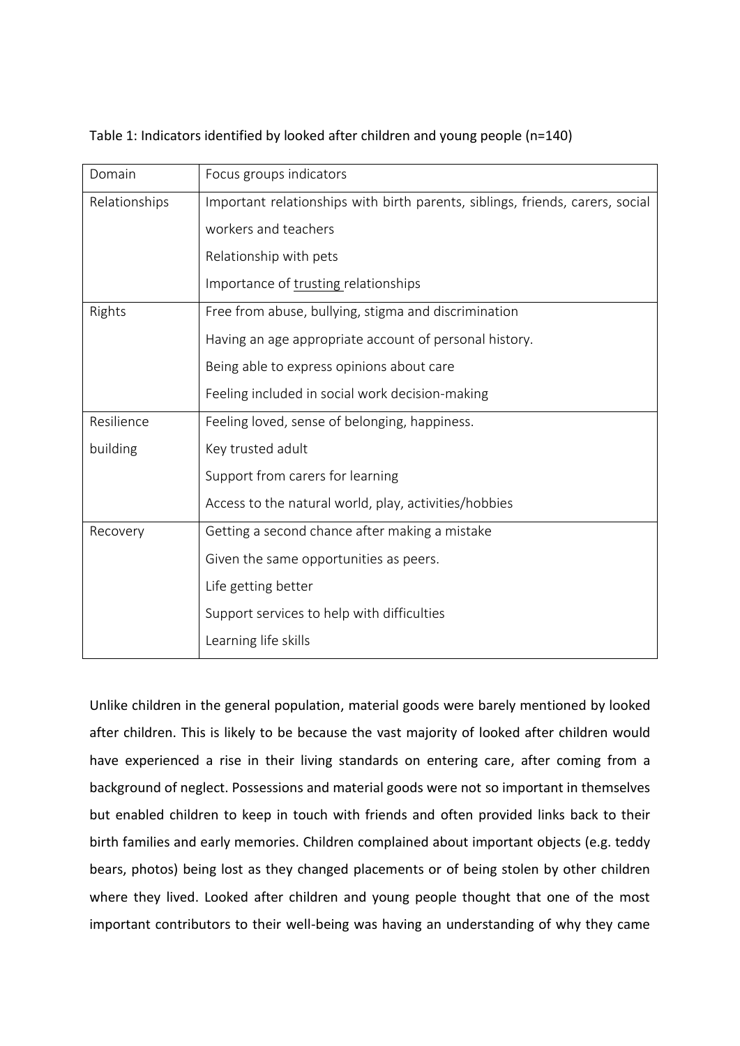Table 1: Indicators identified by looked after children and young people (n=140)

| Domain | Focus groups indicators |
| --- | --- |
| Relationships | Important relationships with birth parents, siblings, friends, carers, social workers and teachers<br>Relationship with pets<br>Importance of trusting relationships |
| Rights | Free from abuse, bullying, stigma and discrimination<br>Having an age appropriate account of personal history.<br>Being able to express opinions about care<br>Feeling included in social work decision-making |
| Resilience building | Feeling loved, sense of belonging, happiness.<br>Key trusted adult<br>Support from carers for learning<br>Access to the natural world, play, activities/hobbies |
| Recovery | Getting a second chance after making a mistake<br>Given the same opportunities as peers.<br>Life getting better<br>Support services to help with difficulties<br>Learning life skills |

Unlike children in the general population, material goods were barely mentioned by looked after children. This is likely to be because the vast majority of looked after children would have experienced a rise in their living standards on entering care, after coming from a background of neglect. Possessions and material goods were not so important in themselves but enabled children to keep in touch with friends and often provided links back to their birth families and early memories. Children complained about important objects (e.g. teddy bears, photos) being lost as they changed placements or of being stolen by other children where they lived. Looked after children and young people thought that one of the most important contributors to their well-being was having an understanding of why they came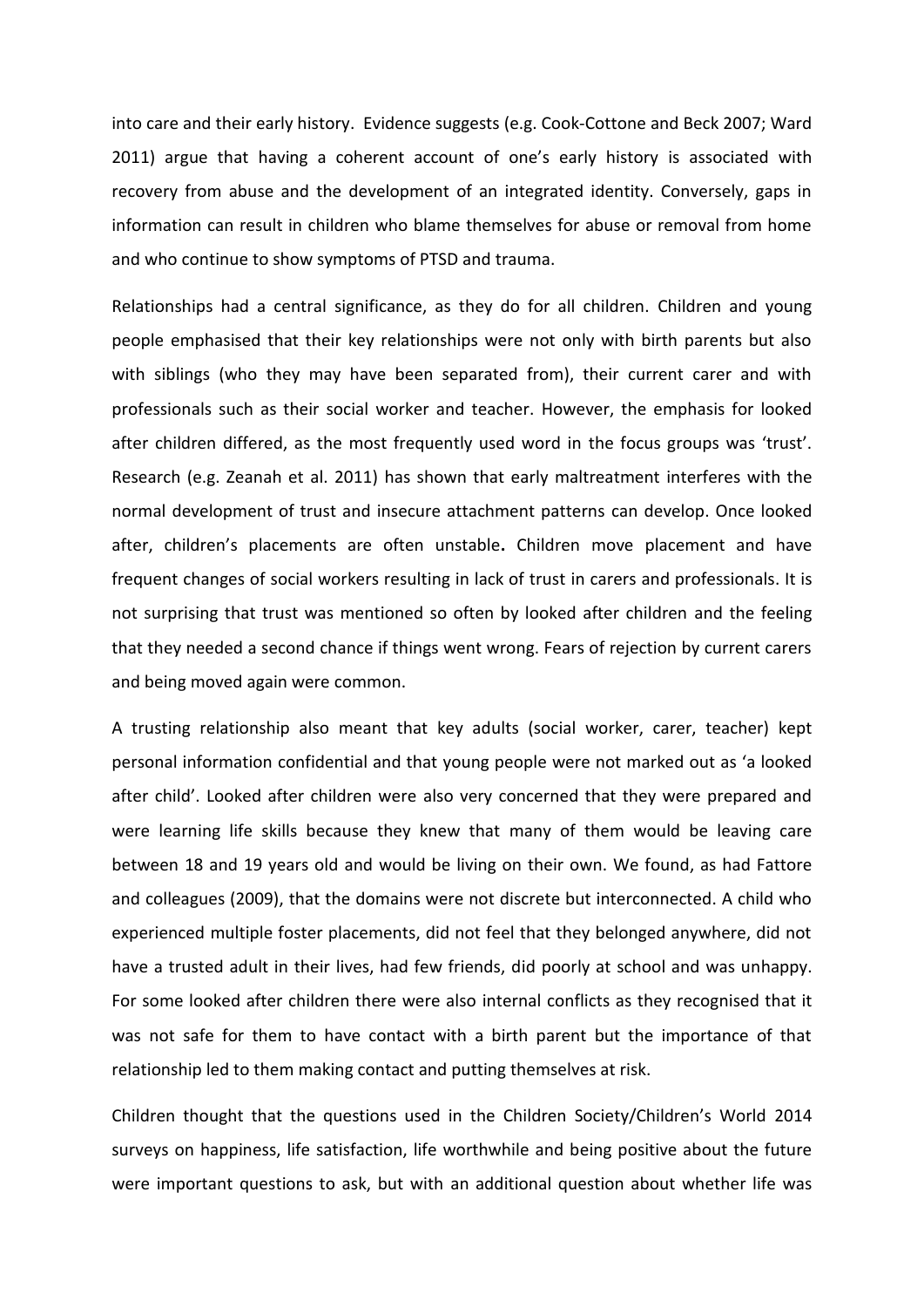into care and their early history. Evidence suggests (e.g. Cook-Cottone and Beck 2007; Ward 2011) argue that having a coherent account of one's early history is associated with recovery from abuse and the development of an integrated identity. Conversely, gaps in information can result in children who blame themselves for abuse or removal from home and who continue to show symptoms of PTSD and trauma.

Relationships had a central significance, as they do for all children. Children and young people emphasised that their key relationships were not only with birth parents but also with siblings (who they may have been separated from), their current carer and with professionals such as their social worker and teacher. However, the emphasis for looked after children differed, as the most frequently used word in the focus groups was 'trust'. Research (e.g. Zeanah et al. 2011) has shown that early maltreatment interferes with the normal development of trust and insecure attachment patterns can develop. Once looked after, children's placements are often unstable**.** Children move placement and have frequent changes of social workers resulting in lack of trust in carers and professionals. It is not surprising that trust was mentioned so often by looked after children and the feeling that they needed a second chance if things went wrong. Fears of rejection by current carers and being moved again were common.

A trusting relationship also meant that key adults (social worker, carer, teacher) kept personal information confidential and that young people were not marked out as 'a looked after child'. Looked after children were also very concerned that they were prepared and were learning life skills because they knew that many of them would be leaving care between 18 and 19 years old and would be living on their own. We found, as had Fattore and colleagues (2009), that the domains were not discrete but interconnected. A child who experienced multiple foster placements, did not feel that they belonged anywhere, did not have a trusted adult in their lives, had few friends, did poorly at school and was unhappy. For some looked after children there were also internal conflicts as they recognised that it was not safe for them to have contact with a birth parent but the importance of that relationship led to them making contact and putting themselves at risk.

Children thought that the questions used in the Children Society/Children's World 2014 surveys on happiness, life satisfaction, life worthwhile and being positive about the future were important questions to ask, but with an additional question about whether life was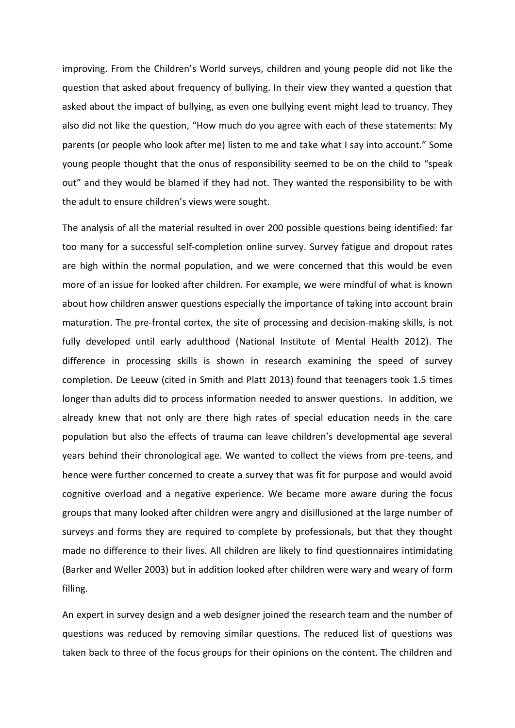improving. From the Children's World surveys, children and young people did not like the question that asked about frequency of bullying. In their view they wanted a question that asked about the impact of bullying, as even one bullying event might lead to truancy. They also did not like the question, "How much do you agree with each of these statements: My parents (or people who look after me) listen to me and take what I say into account." Some young people thought that the onus of responsibility seemed to be on the child to "speak out" and they would be blamed if they had not. They wanted the responsibility to be with the adult to ensure children's views were sought.

The analysis of all the material resulted in over 200 possible questions being identified: far too many for a successful self-completion online survey. Survey fatigue and dropout rates are high within the normal population, and we were concerned that this would be even more of an issue for looked after children. For example, we were mindful of what is known about how children answer questions especially the importance of taking into account brain maturation. The pre-frontal cortex, the site of processing and decision-making skills, is not fully developed until early adulthood (National Institute of Mental Health 2012). The difference in processing skills is shown in research examining the speed of survey completion. De Leeuw (cited in Smith and Platt 2013) found that teenagers took 1.5 times longer than adults did to process information needed to answer questions. In addition, we already knew that not only are there high rates of special education needs in the care population but also the effects of trauma can leave children's developmental age several years behind their chronological age. We wanted to collect the views from pre-teens, and hence were further concerned to create a survey that was fit for purpose and would avoid cognitive overload and a negative experience. We became more aware during the focus groups that many looked after children were angry and disillusioned at the large number of surveys and forms they are required to complete by professionals, but that they thought made no difference to their lives. All children are likely to find questionnaires intimidating (Barker and Weller 2003) but in addition looked after children were wary and weary of form filling.

An expert in survey design and a web designer joined the research team and the number of questions was reduced by removing similar questions. The reduced list of questions was taken back to three of the focus groups for their opinions on the content. The children and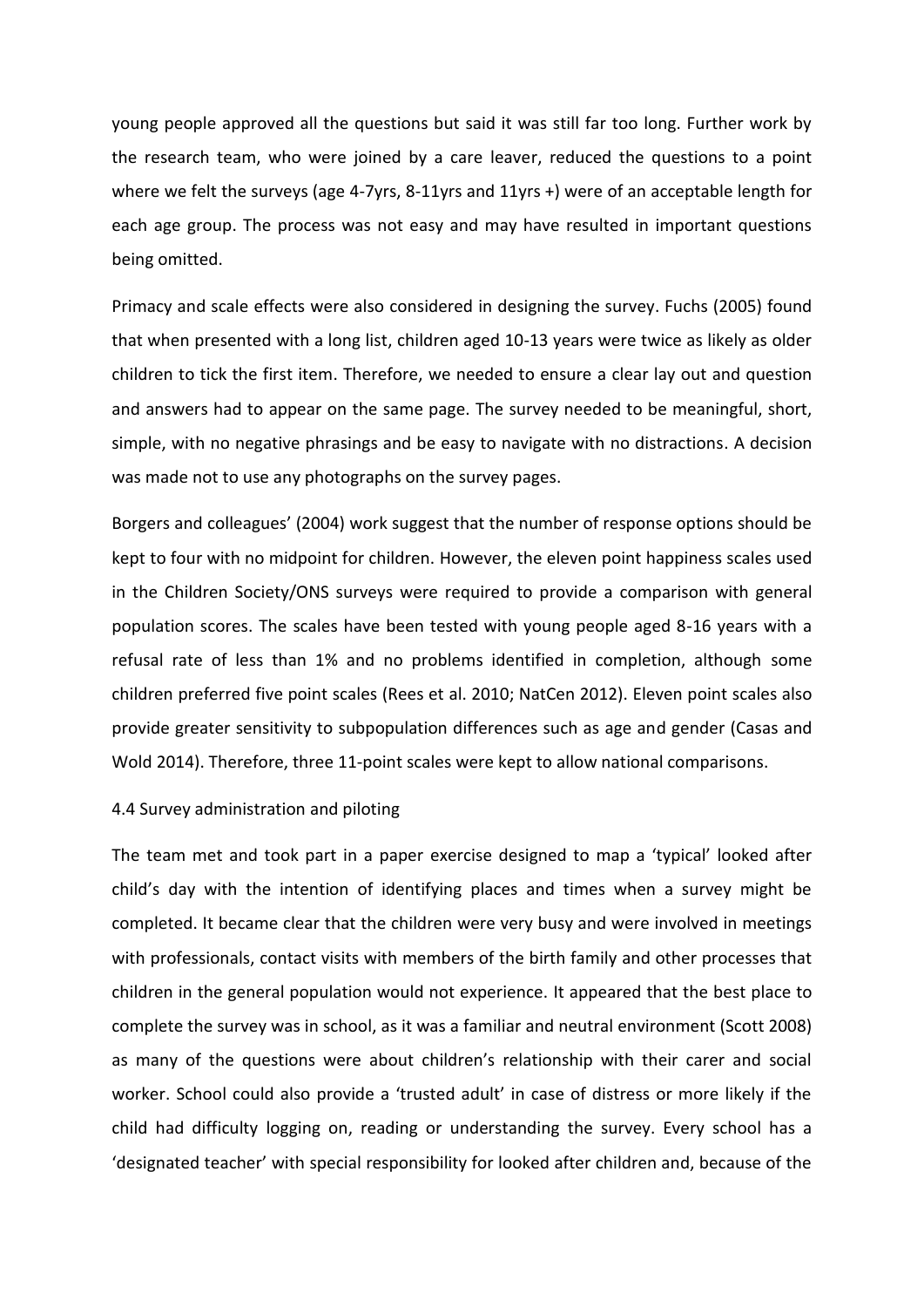young people approved all the questions but said it was still far too long. Further work by the research team, who were joined by a care leaver, reduced the questions to a point where we felt the surveys (age 4-7yrs, 8-11yrs and 11yrs +) were of an acceptable length for each age group. The process was not easy and may have resulted in important questions being omitted.

Primacy and scale effects were also considered in designing the survey. Fuchs (2005) found that when presented with a long list, children aged 10-13 years were twice as likely as older children to tick the first item. Therefore, we needed to ensure a clear lay out and question and answers had to appear on the same page. The survey needed to be meaningful, short, simple, with no negative phrasings and be easy to navigate with no distractions. A decision was made not to use any photographs on the survey pages.

Borgers and colleagues' (2004) work suggest that the number of response options should be kept to four with no midpoint for children. However, the eleven point happiness scales used in the Children Society/ONS surveys were required to provide a comparison with general population scores. The scales have been tested with young people aged 8-16 years with a refusal rate of less than 1% and no problems identified in completion, although some children preferred five point scales (Rees et al. 2010; NatCen 2012). Eleven point scales also provide greater sensitivity to subpopulation differences such as age and gender (Casas and Wold 2014). Therefore, three 11-point scales were kept to allow national comparisons.

### 4.4 Survey administration and piloting

The team met and took part in a paper exercise designed to map a 'typical' looked after child's day with the intention of identifying places and times when a survey might be completed. It became clear that the children were very busy and were involved in meetings with professionals, contact visits with members of the birth family and other processes that children in the general population would not experience. It appeared that the best place to complete the survey was in school, as it was a familiar and neutral environment (Scott 2008) as many of the questions were about children's relationship with their carer and social worker. School could also provide a 'trusted adult' in case of distress or more likely if the child had difficulty logging on, reading or understanding the survey. Every school has a 'designated teacher' with special responsibility for looked after children and, because of the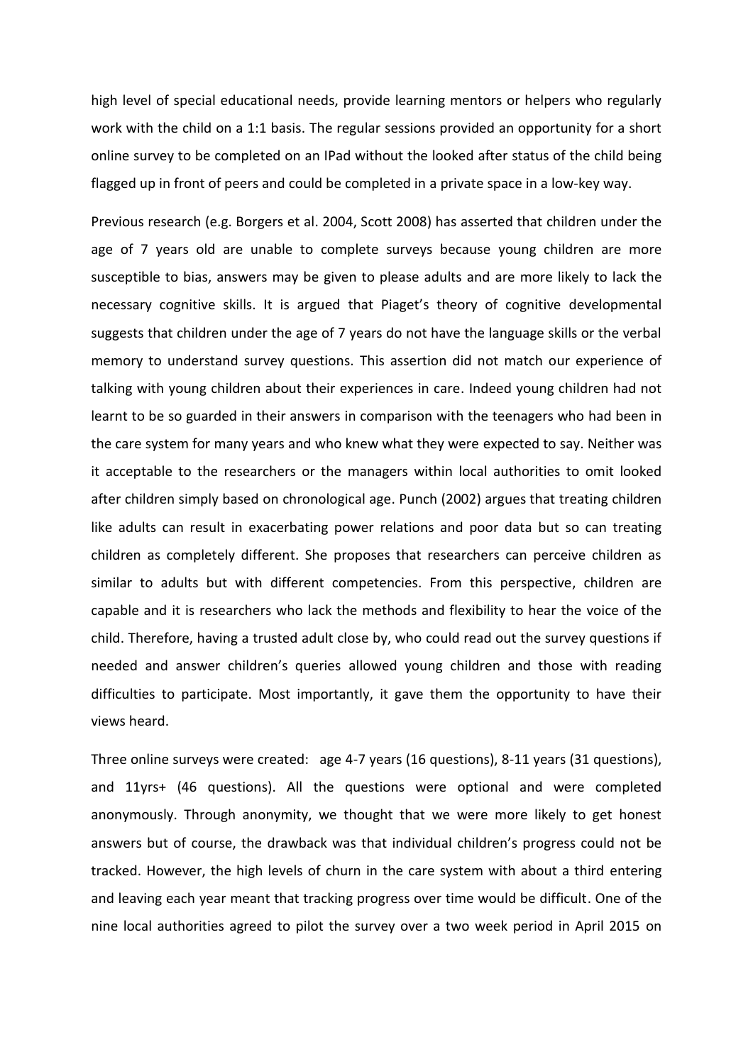high level of special educational needs, provide learning mentors or helpers who regularly work with the child on a 1:1 basis. The regular sessions provided an opportunity for a short online survey to be completed on an IPad without the looked after status of the child being flagged up in front of peers and could be completed in a private space in a low-key way.

Previous research (e.g. Borgers et al. 2004, Scott 2008) has asserted that children under the age of 7 years old are unable to complete surveys because young children are more susceptible to bias, answers may be given to please adults and are more likely to lack the necessary cognitive skills. It is argued that Piaget's theory of cognitive developmental suggests that children under the age of 7 years do not have the language skills or the verbal memory to understand survey questions. This assertion did not match our experience of talking with young children about their experiences in care. Indeed young children had not learnt to be so guarded in their answers in comparison with the teenagers who had been in the care system for many years and who knew what they were expected to say. Neither was it acceptable to the researchers or the managers within local authorities to omit looked after children simply based on chronological age. Punch (2002) argues that treating children like adults can result in exacerbating power relations and poor data but so can treating children as completely different. She proposes that researchers can perceive children as similar to adults but with different competencies. From this perspective, children are capable and it is researchers who lack the methods and flexibility to hear the voice of the child. Therefore, having a trusted adult close by, who could read out the survey questions if needed and answer children's queries allowed young children and those with reading difficulties to participate. Most importantly, it gave them the opportunity to have their views heard.

Three online surveys were created: age 4-7 years (16 questions), 8-11 years (31 questions), and 11yrs+ (46 questions). All the questions were optional and were completed anonymously. Through anonymity, we thought that we were more likely to get honest answers but of course, the drawback was that individual children's progress could not be tracked. However, the high levels of churn in the care system with about a third entering and leaving each year meant that tracking progress over time would be difficult. One of the nine local authorities agreed to pilot the survey over a two week period in April 2015 on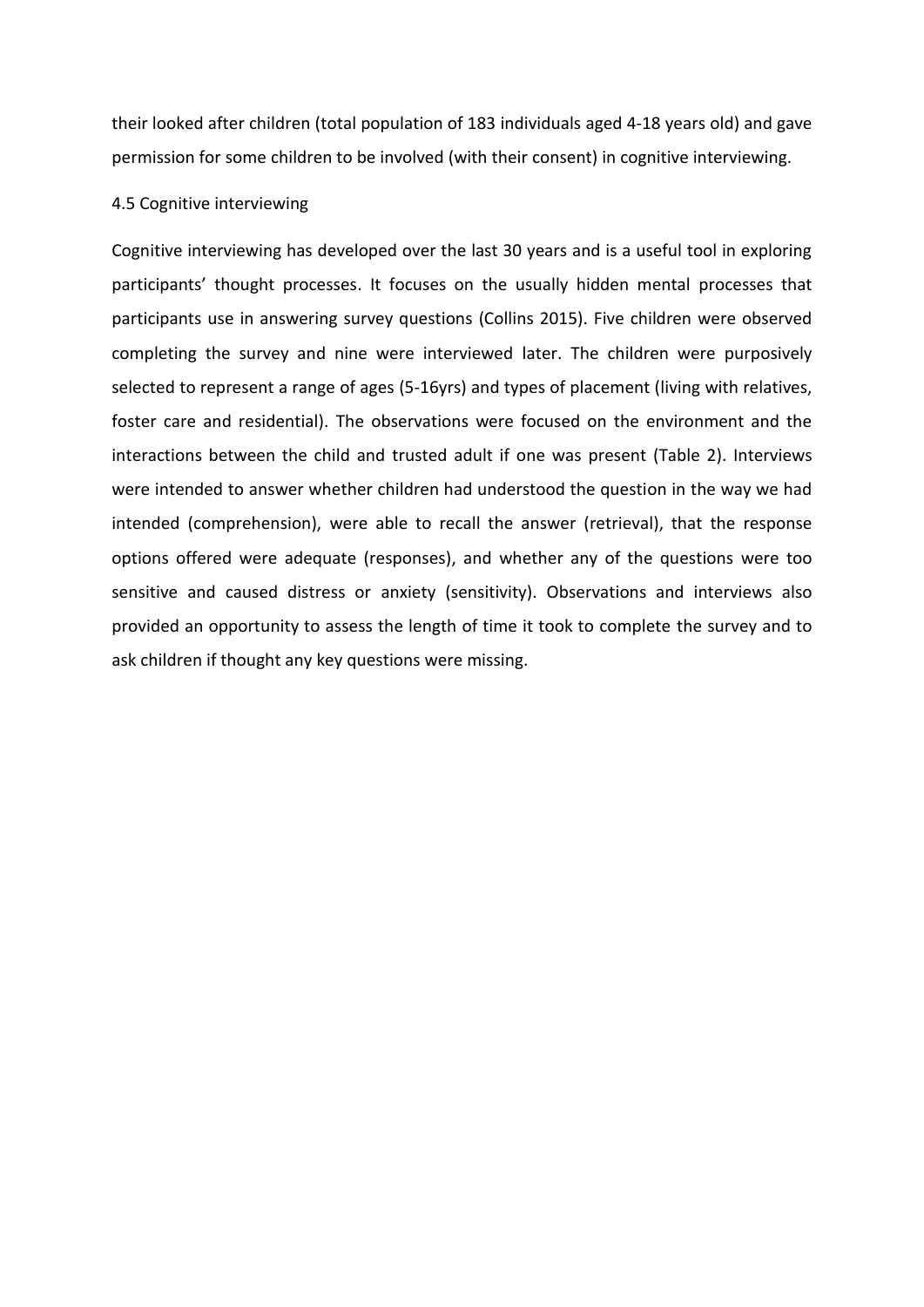their looked after children (total population of 183 individuals aged 4-18 years old) and gave permission for some children to be involved (with their consent) in cognitive interviewing.

### 4.5 Cognitive interviewing

Cognitive interviewing has developed over the last 30 years and is a useful tool in exploring participants' thought processes. It focuses on the usually hidden mental processes that participants use in answering survey questions (Collins 2015). Five children were observed completing the survey and nine were interviewed later. The children were purposively selected to represent a range of ages (5-16yrs) and types of placement (living with relatives, foster care and residential). The observations were focused on the environment and the interactions between the child and trusted adult if one was present (Table 2). Interviews were intended to answer whether children had understood the question in the way we had intended (comprehension), were able to recall the answer (retrieval), that the response options offered were adequate (responses), and whether any of the questions were too sensitive and caused distress or anxiety (sensitivity). Observations and interviews also provided an opportunity to assess the length of time it took to complete the survey and to ask children if thought any key questions were missing.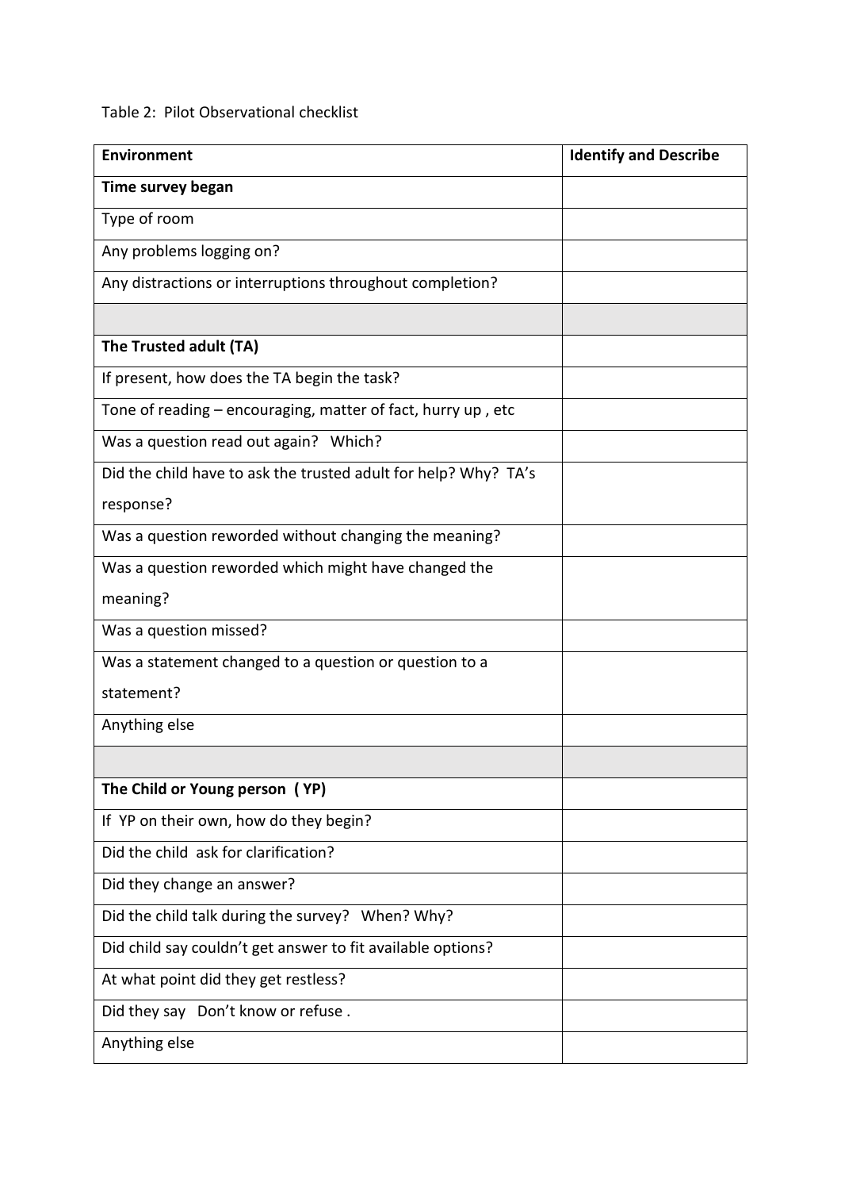Table 2: Pilot Observational checklist

| **Environment** | **Identify and Describe** |
|---|---|
| **Time survey began** | |
| Type of room | |
| Any problems logging on? | |
| Any distractions or interruptions throughout completion? | |
| | |
| **The Trusted adult (TA)** | |
| If present, how does the TA begin the task? | |
| Tone of reading – encouraging, matter of fact, hurry up , etc | |
| Was a question read out again? Which? | |
| Did the child have to ask the trusted adult for help? Why? TA's response? | |
| Was a question reworded without changing the meaning? | |
| Was a question reworded which might have changed the meaning? | |
| Was a question missed? | |
| Was a statement changed to a question or question to a statement? | |
| Anything else | |
| | |
| **The Child or Young person ( YP)** | |
| If YP on their own, how do they begin? | |
| Did the child ask for clarification? | |
| Did they change an answer? | |
| Did the child talk during the survey? When? Why? | |
| Did child say couldn't get answer to fit available options? | |
| At what point did they get restless? | |
| Did they say Don't know or refuse . | |
| Anything else | |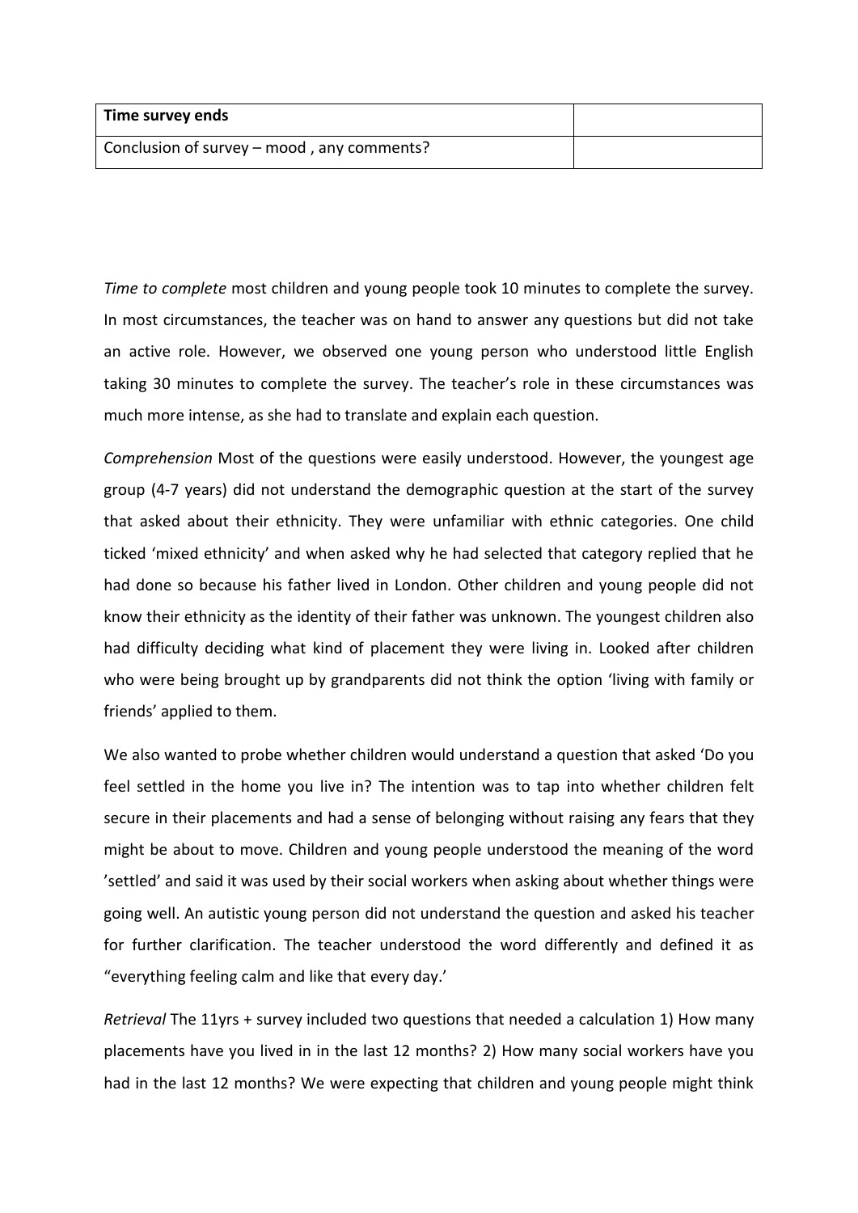| Time survey ends | |
|---|---|
| Conclusion of survey – mood , any comments? | |

*Time to complete* most children and young people took 10 minutes to complete the survey. In most circumstances, the teacher was on hand to answer any questions but did not take an active role. However, we observed one young person who understood little English taking 30 minutes to complete the survey. The teacher's role in these circumstances was much more intense, as she had to translate and explain each question.

*Comprehension* Most of the questions were easily understood. However, the youngest age group (4-7 years) did not understand the demographic question at the start of the survey that asked about their ethnicity. They were unfamiliar with ethnic categories. One child ticked 'mixed ethnicity' and when asked why he had selected that category replied that he had done so because his father lived in London. Other children and young people did not know their ethnicity as the identity of their father was unknown. The youngest children also had difficulty deciding what kind of placement they were living in. Looked after children who were being brought up by grandparents did not think the option 'living with family or friends' applied to them.

We also wanted to probe whether children would understand a question that asked 'Do you feel settled in the home you live in? The intention was to tap into whether children felt secure in their placements and had a sense of belonging without raising any fears that they might be about to move. Children and young people understood the meaning of the word 'settled' and said it was used by their social workers when asking about whether things were going well. An autistic young person did not understand the question and asked his teacher for further clarification. The teacher understood the word differently and defined it as "everything feeling calm and like that every day.'

*Retrieval* The 11yrs + survey included two questions that needed a calculation 1) How many placements have you lived in in the last 12 months? 2) How many social workers have you had in the last 12 months? We were expecting that children and young people might think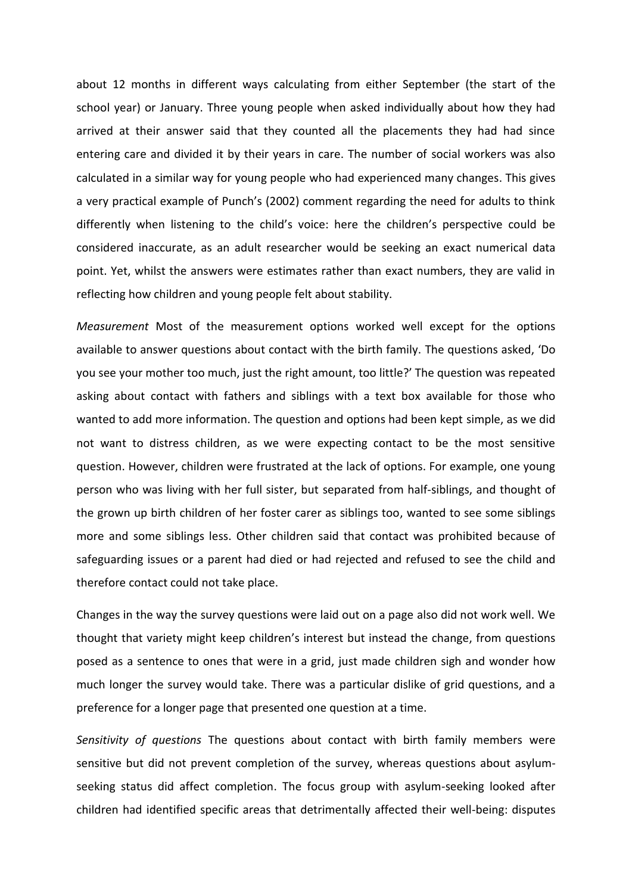about 12 months in different ways calculating from either September (the start of the school year) or January. Three young people when asked individually about how they had arrived at their answer said that they counted all the placements they had had since entering care and divided it by their years in care. The number of social workers was also calculated in a similar way for young people who had experienced many changes. This gives a very practical example of Punch's (2002) comment regarding the need for adults to think differently when listening to the child's voice: here the children's perspective could be considered inaccurate, as an adult researcher would be seeking an exact numerical data point. Yet, whilst the answers were estimates rather than exact numbers, they are valid in reflecting how children and young people felt about stability.

*Measurement* Most of the measurement options worked well except for the options available to answer questions about contact with the birth family. The questions asked, 'Do you see your mother too much, just the right amount, too little?' The question was repeated asking about contact with fathers and siblings with a text box available for those who wanted to add more information. The question and options had been kept simple, as we did not want to distress children, as we were expecting contact to be the most sensitive question. However, children were frustrated at the lack of options. For example, one young person who was living with her full sister, but separated from half-siblings, and thought of the grown up birth children of her foster carer as siblings too, wanted to see some siblings more and some siblings less. Other children said that contact was prohibited because of safeguarding issues or a parent had died or had rejected and refused to see the child and therefore contact could not take place.

Changes in the way the survey questions were laid out on a page also did not work well. We thought that variety might keep children's interest but instead the change, from questions posed as a sentence to ones that were in a grid, just made children sigh and wonder how much longer the survey would take. There was a particular dislike of grid questions, and a preference for a longer page that presented one question at a time.

*Sensitivity of questions* The questions about contact with birth family members were sensitive but did not prevent completion of the survey, whereas questions about asylum-seeking status did affect completion. The focus group with asylum-seeking looked after children had identified specific areas that detrimentally affected their well-being: disputes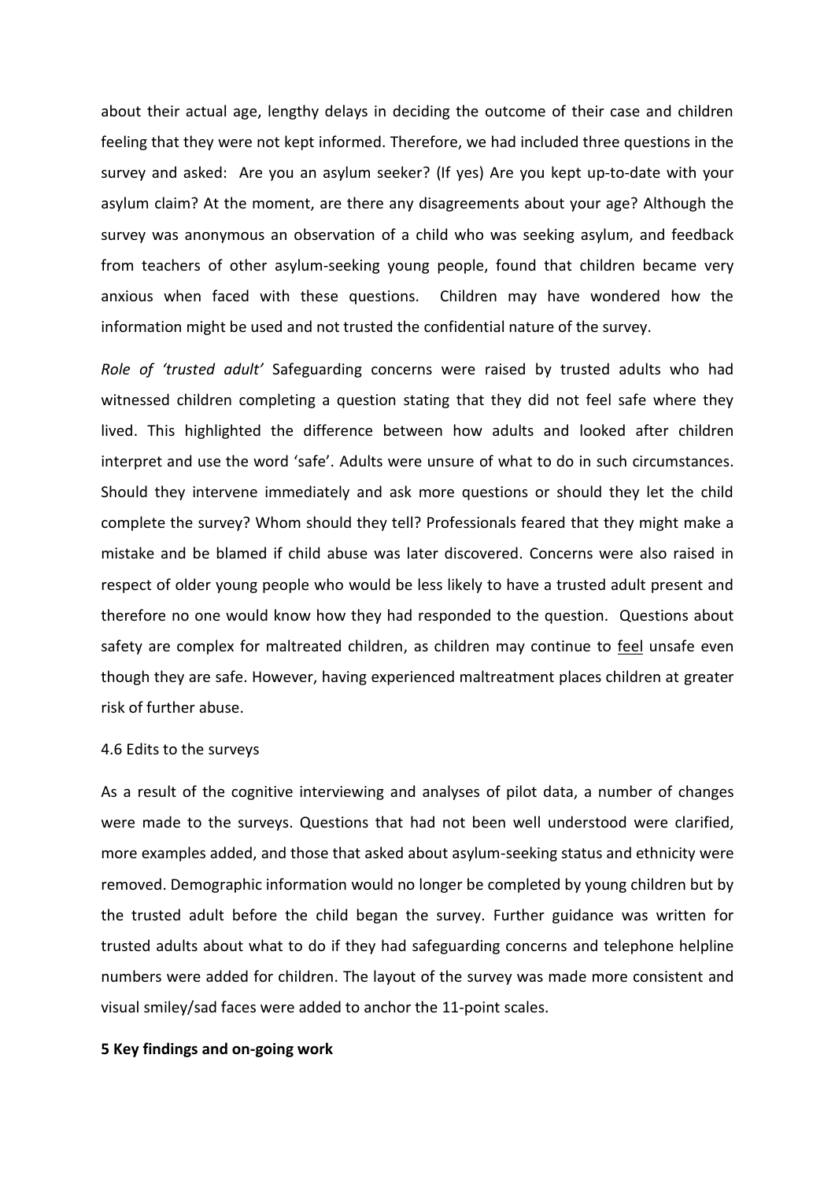about their actual age, lengthy delays in deciding the outcome of their case and children feeling that they were not kept informed. Therefore, we had included three questions in the survey and asked: Are you an asylum seeker? (If yes) Are you kept up-to-date with your asylum claim? At the moment, are there any disagreements about your age? Although the survey was anonymous an observation of a child who was seeking asylum, and feedback from teachers of other asylum-seeking young people, found that children became very anxious when faced with these questions. Children may have wondered how the information might be used and not trusted the confidential nature of the survey.

*Role of 'trusted adult'* Safeguarding concerns were raised by trusted adults who had witnessed children completing a question stating that they did not feel safe where they lived. This highlighted the difference between how adults and looked after children interpret and use the word 'safe'. Adults were unsure of what to do in such circumstances. Should they intervene immediately and ask more questions or should they let the child complete the survey? Whom should they tell? Professionals feared that they might make a mistake and be blamed if child abuse was later discovered. Concerns were also raised in respect of older young people who would be less likely to have a trusted adult present and therefore no one would know how they had responded to the question. Questions about safety are complex for maltreated children, as children may continue to <u>feel</u> unsafe even though they are safe. However, having experienced maltreatment places children at greater risk of further abuse.

4.6 Edits to the surveys

As a result of the cognitive interviewing and analyses of pilot data, a number of changes were made to the surveys. Questions that had not been well understood were clarified, more examples added, and those that asked about asylum-seeking status and ethnicity were removed. Demographic information would no longer be completed by young children but by the trusted adult before the child began the survey. Further guidance was written for trusted adults about what to do if they had safeguarding concerns and telephone helpline numbers were added for children. The layout of the survey was made more consistent and visual smiley/sad faces were added to anchor the 11-point scales.

**5 Key findings and on-going work**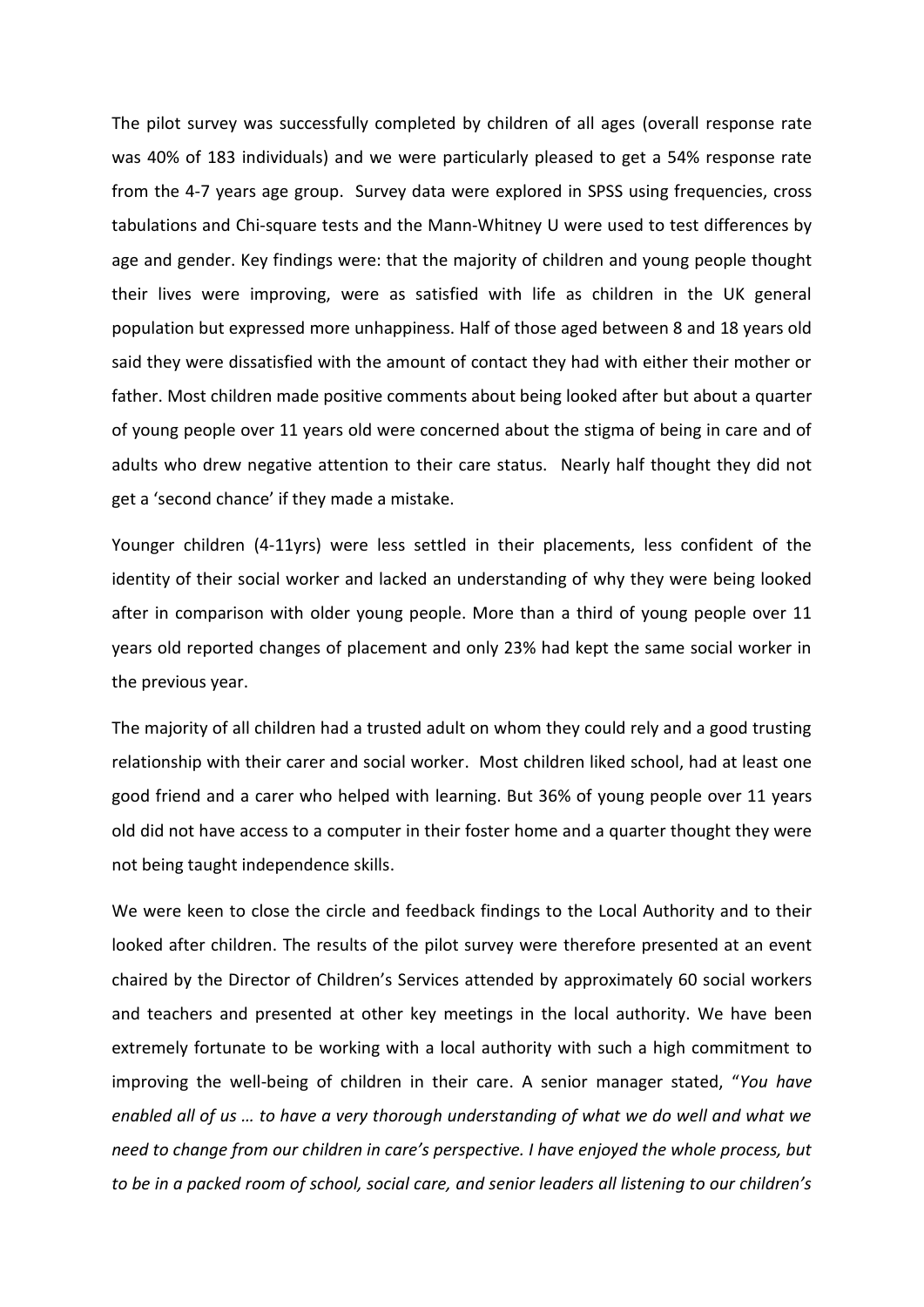The pilot survey was successfully completed by children of all ages (overall response rate was 40% of 183 individuals) and we were particularly pleased to get a 54% response rate from the 4-7 years age group. Survey data were explored in SPSS using frequencies, cross tabulations and Chi-square tests and the Mann-Whitney U were used to test differences by age and gender. Key findings were: that the majority of children and young people thought their lives were improving, were as satisfied with life as children in the UK general population but expressed more unhappiness. Half of those aged between 8 and 18 years old said they were dissatisfied with the amount of contact they had with either their mother or father. Most children made positive comments about being looked after but about a quarter of young people over 11 years old were concerned about the stigma of being in care and of adults who drew negative attention to their care status. Nearly half thought they did not get a 'second chance' if they made a mistake.

Younger children (4-11yrs) were less settled in their placements, less confident of the identity of their social worker and lacked an understanding of why they were being looked after in comparison with older young people. More than a third of young people over 11 years old reported changes of placement and only 23% had kept the same social worker in the previous year.

The majority of all children had a trusted adult on whom they could rely and a good trusting relationship with their carer and social worker. Most children liked school, had at least one good friend and a carer who helped with learning. But 36% of young people over 11 years old did not have access to a computer in their foster home and a quarter thought they were not being taught independence skills.

We were keen to close the circle and feedback findings to the Local Authority and to their looked after children. The results of the pilot survey were therefore presented at an event chaired by the Director of Children's Services attended by approximately 60 social workers and teachers and presented at other key meetings in the local authority. We have been extremely fortunate to be working with a local authority with such a high commitment to improving the well-being of children in their care. A senior manager stated, "*You have enabled all of us … to have a very thorough understanding of what we do well and what we need to change from our children in care's perspective. I have enjoyed the whole process, but to be in a packed room of school, social care, and senior leaders all listening to our children's*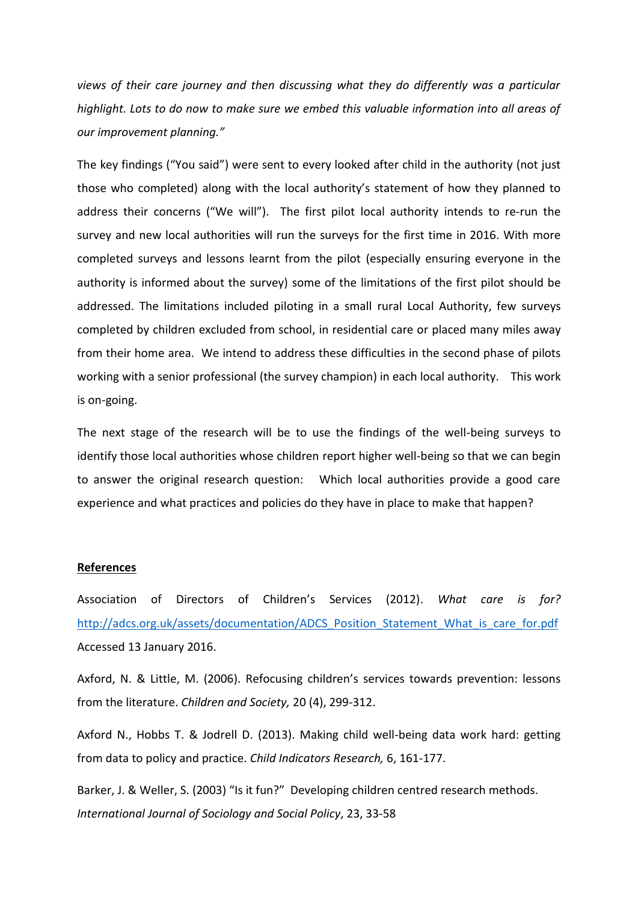*views of their care journey and then discussing what they do differently was a particular highlight. Lots to do now to make sure we embed this valuable information into all areas of our improvement planning."*

The key findings ("You said") were sent to every looked after child in the authority (not just those who completed) along with the local authority's statement of how they planned to address their concerns ("We will"). The first pilot local authority intends to re-run the survey and new local authorities will run the surveys for the first time in 2016. With more completed surveys and lessons learnt from the pilot (especially ensuring everyone in the authority is informed about the survey) some of the limitations of the first pilot should be addressed. The limitations included piloting in a small rural Local Authority, few surveys completed by children excluded from school, in residential care or placed many miles away from their home area. We intend to address these difficulties in the second phase of pilots working with a senior professional (the survey champion) in each local authority. This work is on-going.

The next stage of the research will be to use the findings of the well-being surveys to identify those local authorities whose children report higher well-being so that we can begin to answer the original research question: Which local authorities provide a good care experience and what practices and policies do they have in place to make that happen?

**References**

Association of Directors of Children's Services (2012). *What care is for?* http://adcs.org.uk/assets/documentation/ADCS_Position_Statement_What_is_care_for.pdf Accessed 13 January 2016.

Axford, N. & Little, M. (2006). Refocusing children's services towards prevention: lessons from the literature. *Children and Society,* 20 (4), 299-312.

Axford N., Hobbs T. & Jodrell D. (2013). Making child well-being data work hard: getting from data to policy and practice. *Child Indicators Research,* 6, 161-177.

Barker, J. & Weller, S. (2003) "Is it fun?" Developing children centred research methods. *International Journal of Sociology and Social Policy*, 23, 33-58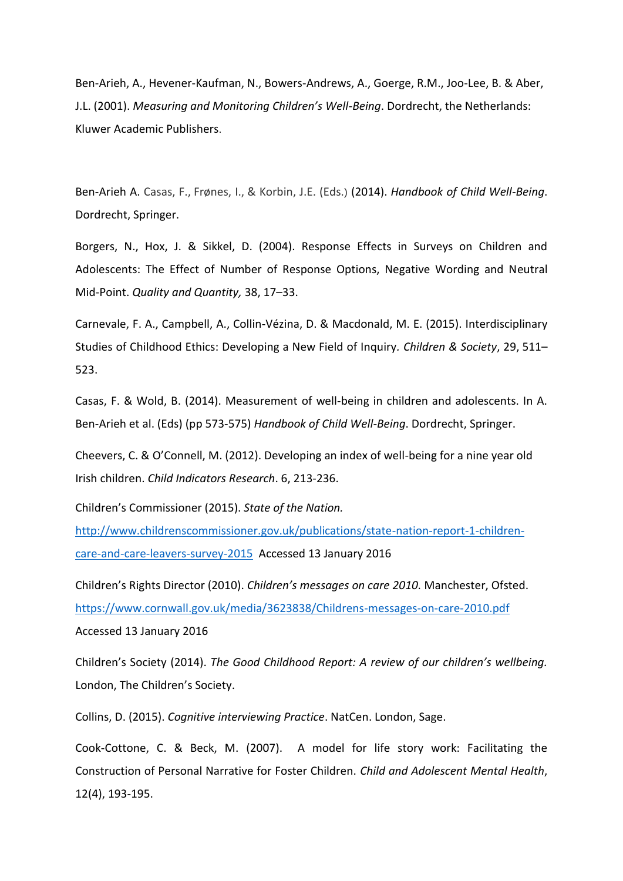Ben-Arieh, A., Hevener-Kaufman, N., Bowers-Andrews, A., Goerge, R.M., Joo-Lee, B. & Aber, J.L. (2001). *Measuring and Monitoring Children's Well-Being*. Dordrecht, the Netherlands: Kluwer Academic Publishers.

Ben-Arieh A. Casas, F., Frønes, I., & Korbin, J.E. (Eds.) (2014). *Handbook of Child Well-Being*. Dordrecht, Springer.

Borgers, N., Hox, J. & Sikkel, D. (2004). Response Effects in Surveys on Children and Adolescents: The Effect of Number of Response Options, Negative Wording and Neutral Mid-Point. *Quality and Quantity,* 38, 17–33.

Carnevale, F. A., Campbell, A., Collin-Vézina, D. & Macdonald, M. E. (2015). Interdisciplinary Studies of Childhood Ethics: Developing a New Field of Inquiry. *Children & Society*, 29, 511–523.

Casas, F. & Wold, B. (2014). Measurement of well-being in children and adolescents. In A. Ben-Arieh et al. (Eds) (pp 573-575) *Handbook of Child Well-Being*. Dordrecht, Springer.

Cheevers, C. & O'Connell, M. (2012). Developing an index of well-being for a nine year old Irish children. *Child Indicators Research*. 6, 213-236.

Children's Commissioner (2015). *State of the Nation.* http://www.childrenscommissioner.gov.uk/publications/state-nation-report-1-children-care-and-care-leavers-survey-2015 Accessed 13 January 2016

Children's Rights Director (2010). *Children's messages on care 2010.* Manchester, Ofsted. https://www.cornwall.gov.uk/media/3623838/Childrens-messages-on-care-2010.pdf Accessed 13 January 2016

Children's Society (2014). *The Good Childhood Report: A review of our children's wellbeing.* London, The Children's Society.

Collins, D. (2015). *Cognitive interviewing Practice*. NatCen. London, Sage.

Cook-Cottone, C. & Beck, M. (2007). A model for life story work: Facilitating the Construction of Personal Narrative for Foster Children. *Child and Adolescent Mental Health*, 12(4), 193-195.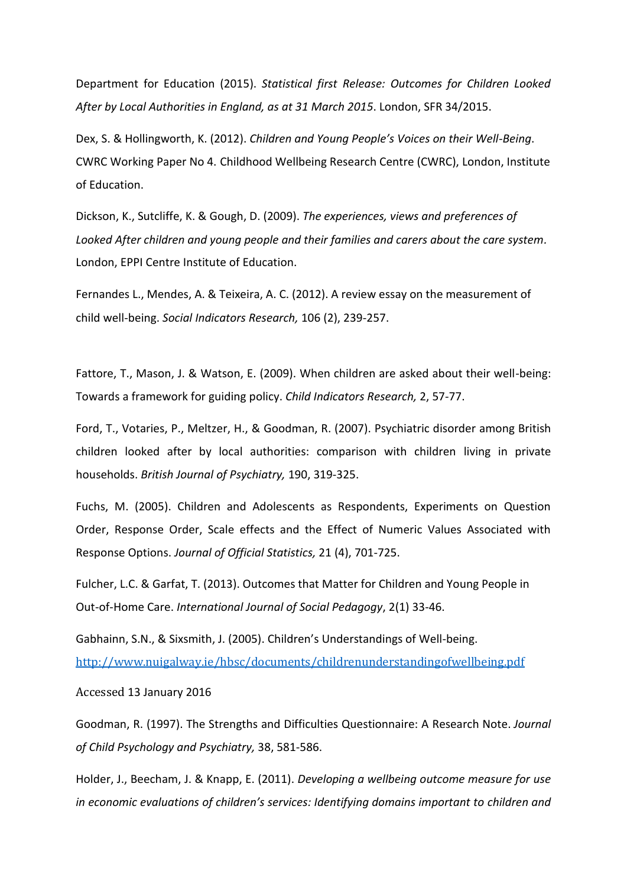Department for Education (2015). *Statistical first Release: Outcomes for Children Looked After by Local Authorities in England, as at 31 March 2015*. London, SFR 34/2015.

Dex, S. & Hollingworth, K. (2012). *Children and Young People's Voices on their Well-Being*. CWRC Working Paper No 4. Childhood Wellbeing Research Centre (CWRC), London, Institute of Education.

Dickson, K., Sutcliffe, K. & Gough, D. (2009). *The experiences, views and preferences of Looked After children and young people and their families and carers about the care system*. London, EPPI Centre Institute of Education.

Fernandes L., Mendes, A. & Teixeira, A. C. (2012). A review essay on the measurement of child well-being. *Social Indicators Research,* 106 (2), 239-257.

Fattore, T., Mason, J. & Watson, E. (2009). When children are asked about their well-being: Towards a framework for guiding policy. *Child Indicators Research,* 2, 57-77.

Ford, T., Votaries, P., Meltzer, H., & Goodman, R. (2007). Psychiatric disorder among British children looked after by local authorities: comparison with children living in private households. *British Journal of Psychiatry,* 190, 319-325.

Fuchs, M. (2005). Children and Adolescents as Respondents, Experiments on Question Order, Response Order, Scale effects and the Effect of Numeric Values Associated with Response Options. *Journal of Official Statistics,* 21 (4), 701-725.

Fulcher, L.C. & Garfat, T. (2013). Outcomes that Matter for Children and Young People in Out-of-Home Care. *International Journal of Social Pedagogy*, 2(1) 33-46.

Gabhainn, S.N., & Sixsmith, J. (2005). Children's Understandings of Well-being. http://www.nuigalway.ie/hbsc/documents/childrenunderstandingofwellbeing.pdf

Accessed 13 January 2016

Goodman, R. (1997). The Strengths and Difficulties Questionnaire: A Research Note. *Journal of Child Psychology and Psychiatry,* 38, 581-586.

Holder, J., Beecham, J. & Knapp, E. (2011). *Developing a wellbeing outcome measure for use in economic evaluations of children's services: Identifying domains important to children and*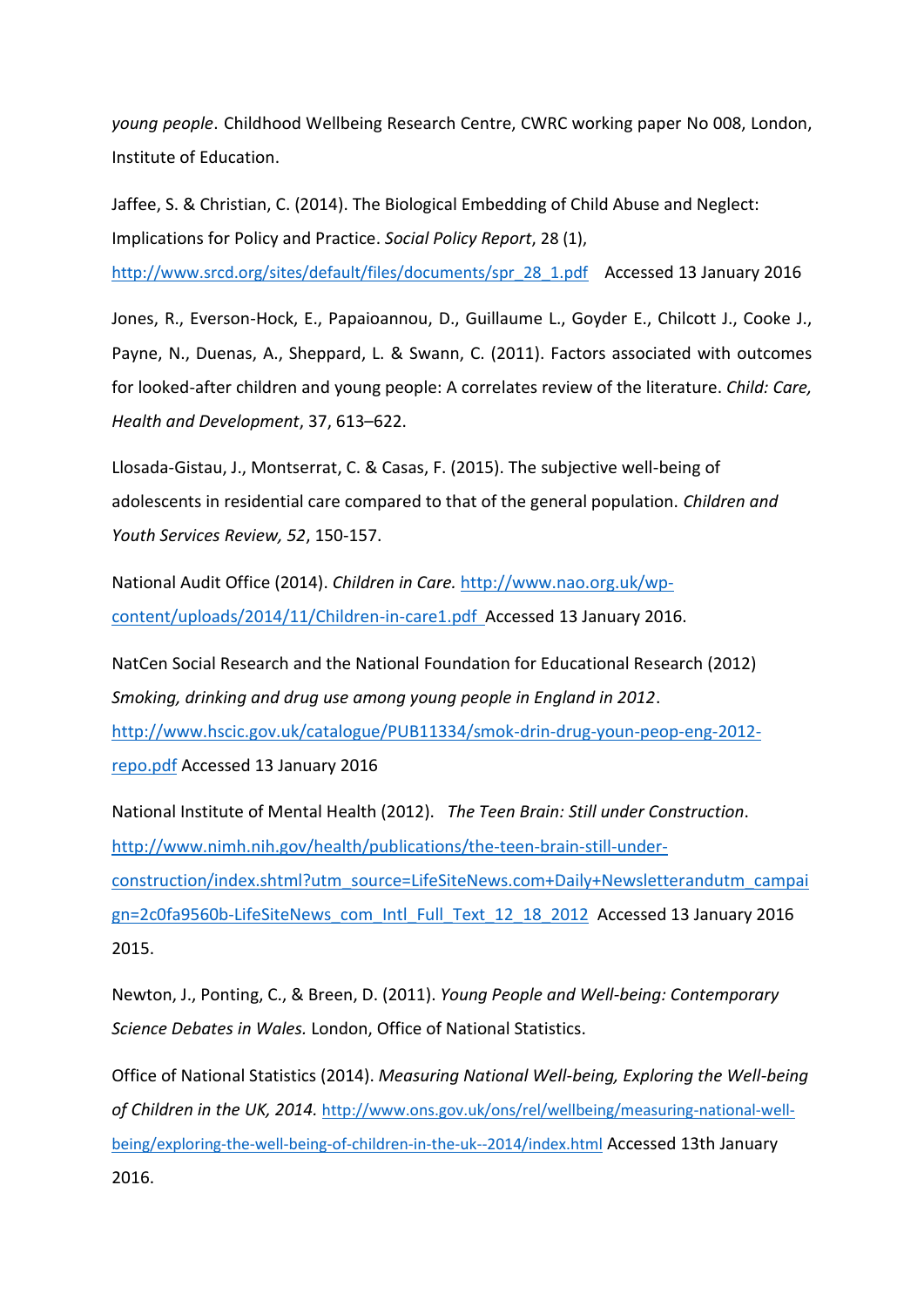*young people*. Childhood Wellbeing Research Centre, CWRC working paper No 008, London, Institute of Education.

Jaffee, S. & Christian, C. (2014). The Biological Embedding of Child Abuse and Neglect: Implications for Policy and Practice. *Social Policy Report*, 28 (1), http://www.srcd.org/sites/default/files/documents/spr_28_1.pdf Accessed 13 January 2016

Jones, R., Everson-Hock, E., Papaioannou, D., Guillaume L., Goyder E., Chilcott J., Cooke J., Payne, N., Duenas, A., Sheppard, L. & Swann, C. (2011). Factors associated with outcomes for looked-after children and young people: A correlates review of the literature. *Child: Care, Health and Development*, 37, 613–622.

Llosada-Gistau, J., Montserrat, C. & Casas, F. (2015). The subjective well-being of adolescents in residential care compared to that of the general population. *Children and Youth Services Review, 52*, 150-157.

National Audit Office (2014). *Children in Care.* http://www.nao.org.uk/wp-content/uploads/2014/11/Children-in-care1.pdf Accessed 13 January 2016.

NatCen Social Research and the National Foundation for Educational Research (2012) *Smoking, drinking and drug use among young people in England in 2012*. http://www.hscic.gov.uk/catalogue/PUB11334/smok-drin-drug-youn-peop-eng-2012-repo.pdf Accessed 13 January 2016

National Institute of Mental Health (2012). *The Teen Brain: Still under Construction*. http://www.nimh.nih.gov/health/publications/the-teen-brain-still-under-construction/index.shtml?utm_source=LifeSiteNews.com+Daily+Newsletterandutm_campaign=2c0fa9560b-LifeSiteNews_com_Intl_Full_Text_12_18_2012 Accessed 13 January 2016 2015.

Newton, J., Ponting, C., & Breen, D. (2011). *Young People and Well-being: Contemporary Science Debates in Wales.* London, Office of National Statistics.

Office of National Statistics (2014). *Measuring National Well-being, Exploring the Well-being of Children in the UK, 2014.* http://www.ons.gov.uk/ons/rel/wellbeing/measuring-national-well-being/exploring-the-well-being-of-children-in-the-uk--2014/index.html Accessed 13th January 2016.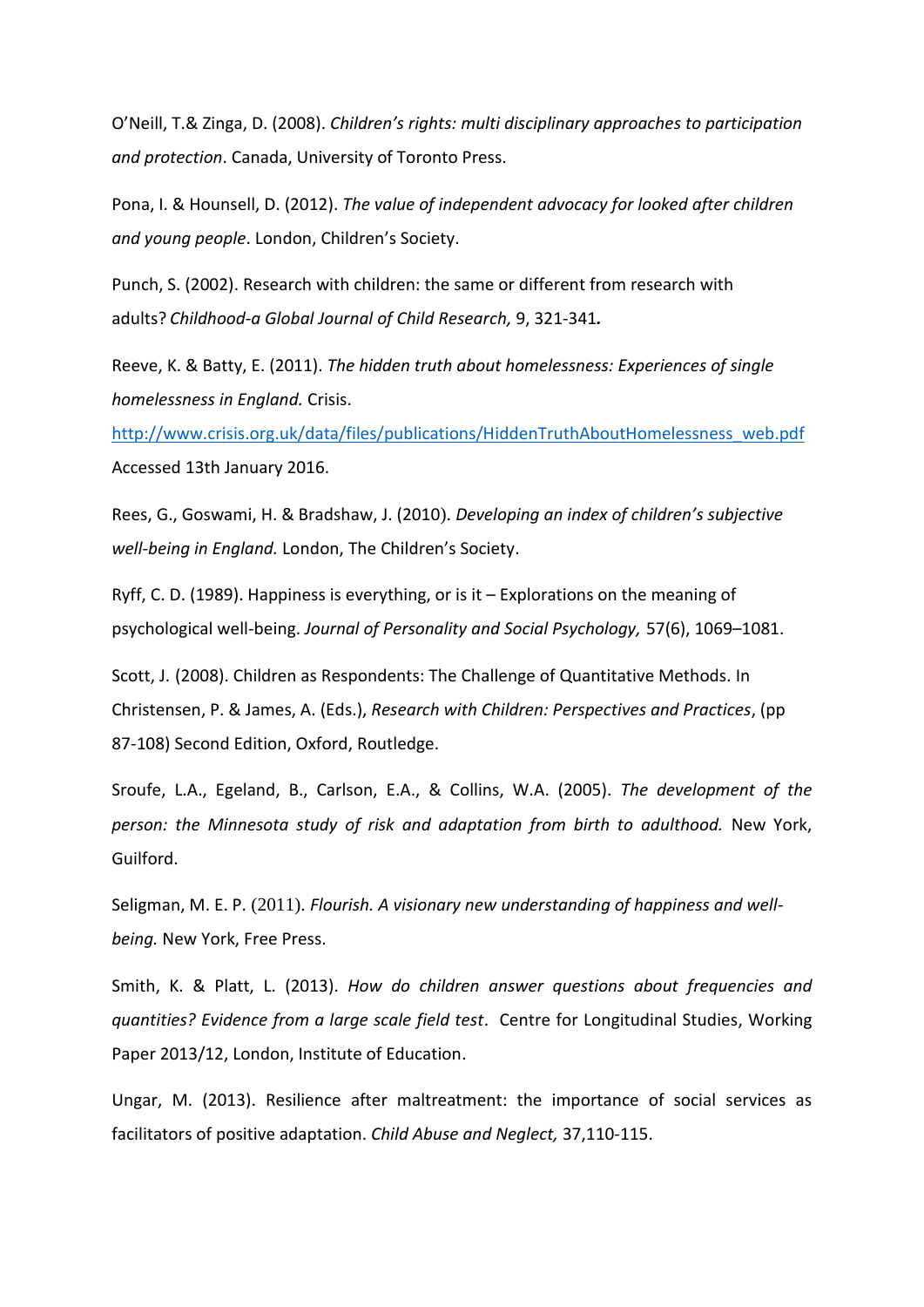O'Neill, T.& Zinga, D. (2008). *Children's rights: multi disciplinary approaches to participation and protection*. Canada, University of Toronto Press.

Pona, I. & Hounsell, D. (2012). *The value of independent advocacy for looked after children and young people*. London, Children's Society.

Punch, S. (2002). Research with children: the same or different from research with adults? *Childhood-a Global Journal of Child Research,* 9, 321-341***.***

Reeve, K. & Batty, E. (2011). *The hidden truth about homelessness: Experiences of single homelessness in England.* Crisis. http://www.crisis.org.uk/data/files/publications/HiddenTruthAboutHomelessness_web.pdf Accessed 13th January 2016.

Rees, G., Goswami, H. & Bradshaw, J. (2010). *Developing an index of children's subjective well-being in England.* London, The Children's Society.

Ryff, C. D. (1989). Happiness is everything, or is it – Explorations on the meaning of psychological well-being. *Journal of Personality and Social Psychology,* 57(6), 1069–1081.

Scott, J. (2008). Children as Respondents: The Challenge of Quantitative Methods. In Christensen, P. & James, A. (Eds.), *Research with Children: Perspectives and Practices*, (pp 87-108) Second Edition, Oxford, Routledge.

Sroufe, L.A., Egeland, B., Carlson, E.A., & Collins, W.A. (2005). *The development of the person: the Minnesota study of risk and adaptation from birth to adulthood.* New York, Guilford.

Seligman, M. E. P. (2011). *Flourish. A visionary new understanding of happiness and well-being.* New York, Free Press.

Smith, K. & Platt, L. (2013). *How do children answer questions about frequencies and quantities? Evidence from a large scale field test*. Centre for Longitudinal Studies, Working Paper 2013/12, London, Institute of Education.

Ungar, M. (2013). Resilience after maltreatment: the importance of social services as facilitators of positive adaptation. *Child Abuse and Neglect,* 37,110-115.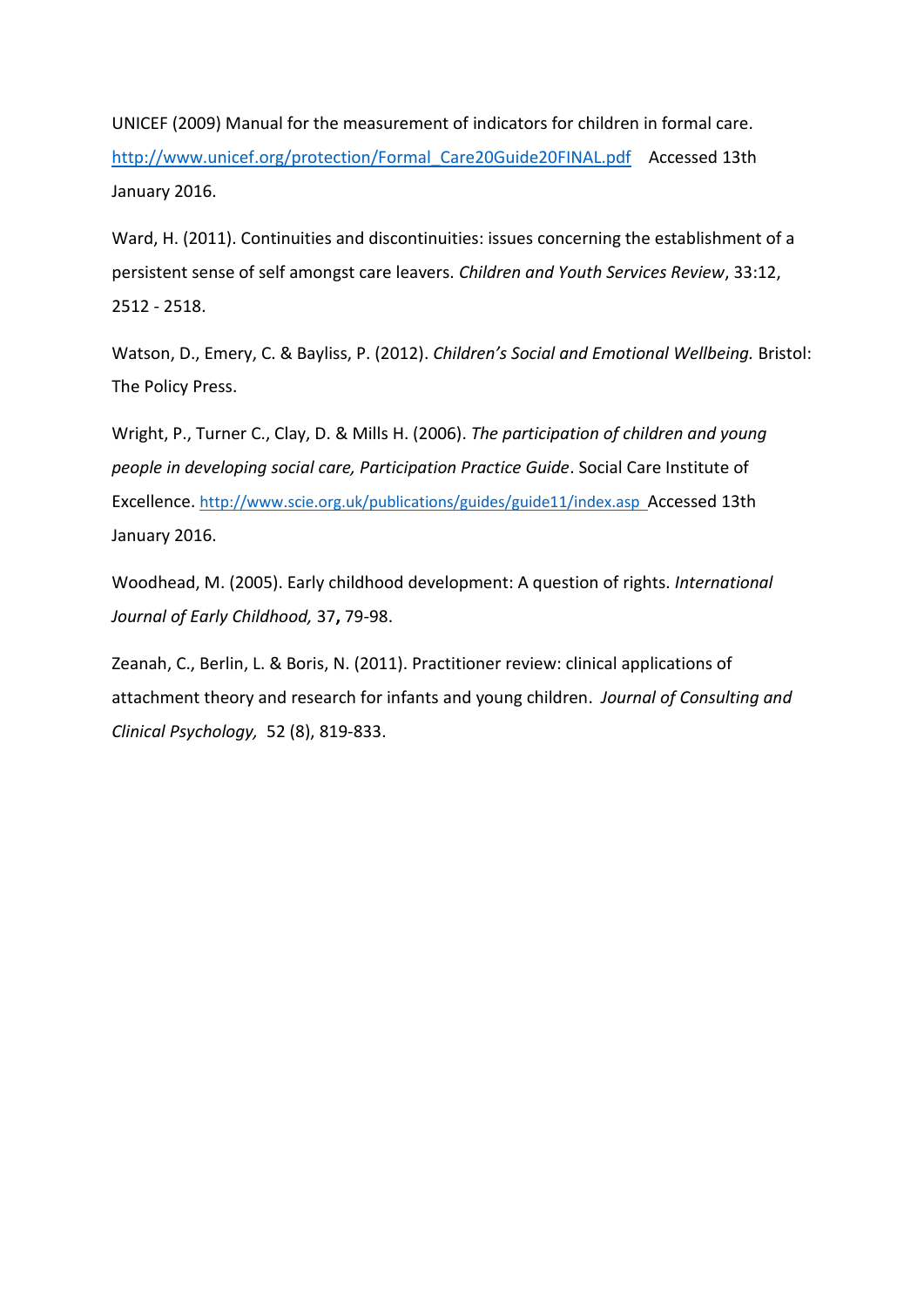UNICEF (2009) Manual for the measurement of indicators for children in formal care. http://www.unicef.org/protection/Formal_Care20Guide20FINAL.pdf Accessed 13th January 2016.

Ward, H. (2011). Continuities and discontinuities: issues concerning the establishment of a persistent sense of self amongst care leavers. *Children and Youth Services Review*, 33:12, 2512 - 2518.

Watson, D., Emery, C. & Bayliss, P. (2012). *Children's Social and Emotional Wellbeing.* Bristol: The Policy Press.

Wright, P., Turner C., Clay, D. & Mills H. (2006). *The participation of children and young people in developing social care, Participation Practice Guide*. Social Care Institute of Excellence. http://www.scie.org.uk/publications/guides/guide11/index.asp Accessed 13th January 2016.

Woodhead, M. (2005). Early childhood development: A question of rights. *International Journal of Early Childhood,* 37**,** 79-98.

Zeanah, C., Berlin, L. & Boris, N. (2011). Practitioner review: clinical applications of attachment theory and research for infants and young children. *Journal of Consulting and Clinical Psychology,* 52 (8), 819-833.